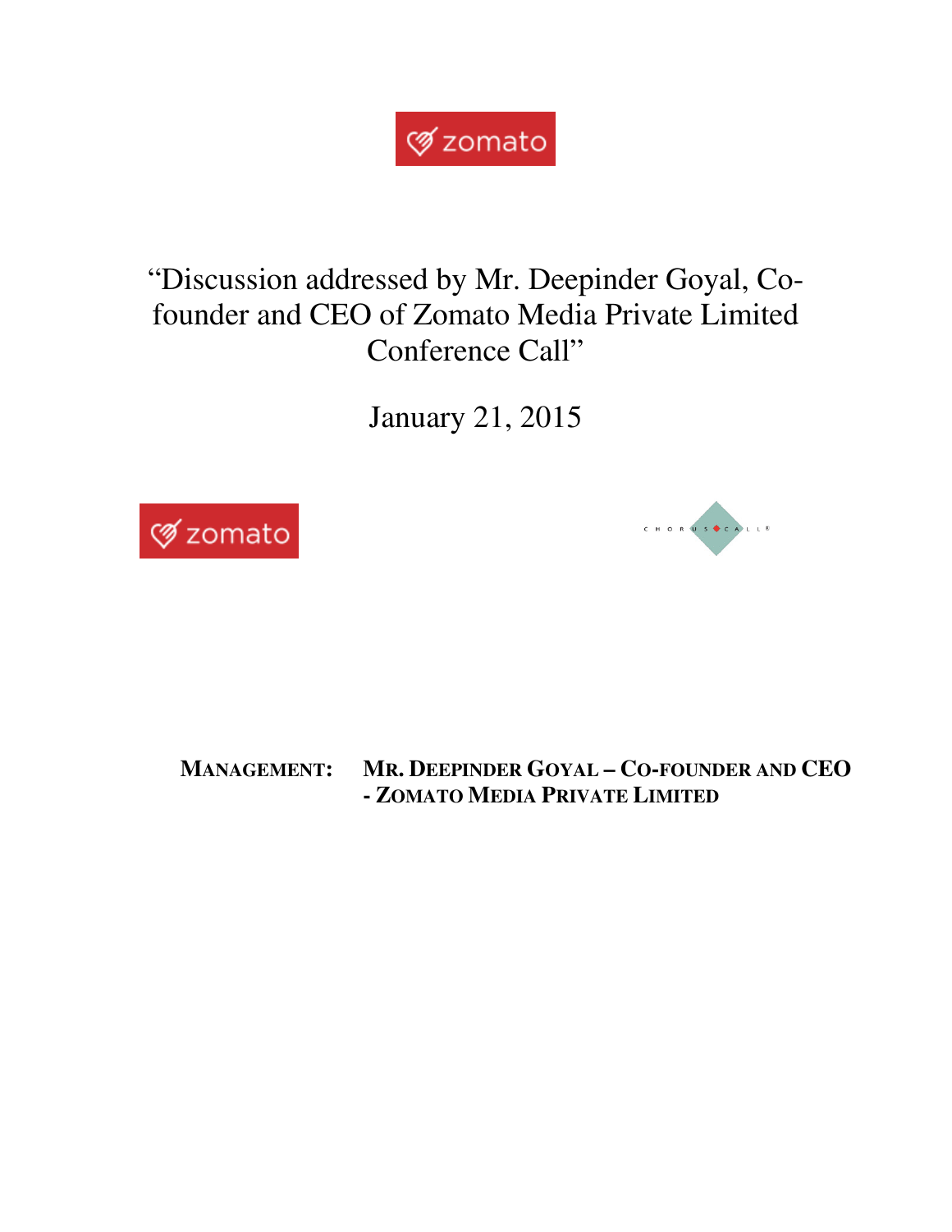# "Discussion addressed by Mr. Deepinder Goyal, Co-founder and CEO of Zomato Media Private Limited Conference Call"

January 21, 2015

**MANAGEMENT:** **MR. DEEPINDER GOYAL – CO-FOUNDER AND CEO - ZOMATO MEDIA PRIVATE LIMITED**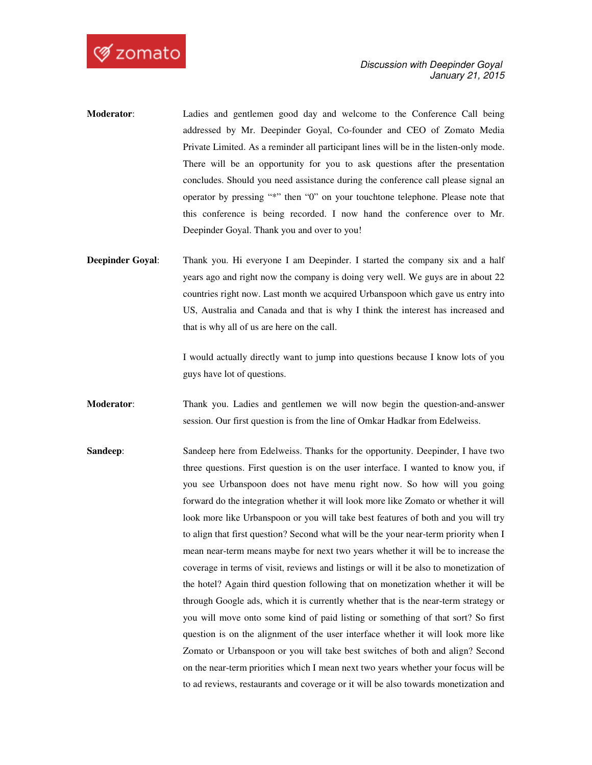**Moderator**: Ladies and gentlemen good day and welcome to the Conference Call being addressed by Mr. Deepinder Goyal, Co-founder and CEO of Zomato Media Private Limited. As a reminder all participant lines will be in the listen-only mode. There will be an opportunity for you to ask questions after the presentation concludes. Should you need assistance during the conference call please signal an operator by pressing "*" then "0" on your touchtone telephone. Please note that this conference is being recorded. I now hand the conference over to Mr. Deepinder Goyal. Thank you and over to you!

**Deepinder Goyal**: Thank you. Hi everyone I am Deepinder. I started the company six and a half years ago and right now the company is doing very well. We guys are in about 22 countries right now. Last month we acquired Urbanspoon which gave us entry into US, Australia and Canada and that is why I think the interest has increased and that is why all of us are here on the call.

I would actually directly want to jump into questions because I know lots of you guys have lot of questions.

**Moderator**: Thank you. Ladies and gentlemen we will now begin the question-and-answer session. Our first question is from the line of Omkar Hadkar from Edelweiss.

**Sandeep**: Sandeep here from Edelweiss. Thanks for the opportunity. Deepinder, I have two three questions. First question is on the user interface. I wanted to know you, if you see Urbanspoon does not have menu right now. So how will you going forward do the integration whether it will look more like Zomato or whether it will look more like Urbanspoon or you will take best features of both and you will try to align that first question? Second what will be the your near-term priority when I mean near-term means maybe for next two years whether it will be to increase the coverage in terms of visit, reviews and listings or will it be also to monetization of the hotel? Again third question following that on monetization whether it will be through Google ads, which it is currently whether that is the near-term strategy or you will move onto some kind of paid listing or something of that sort? So first question is on the alignment of the user interface whether it will look more like Zomato or Urbanspoon or you will take best switches of both and align? Second on the near-term priorities which I mean next two years whether your focus will be to ad reviews, restaurants and coverage or it will be also towards monetization and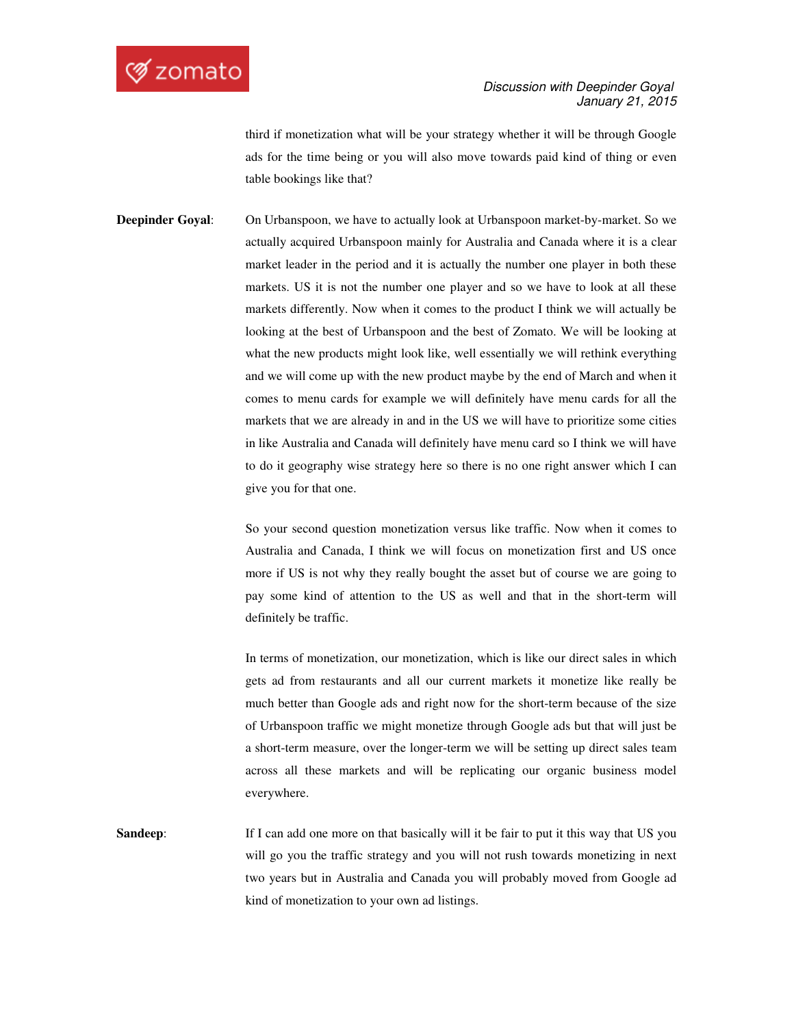third if monetization what will be your strategy whether it will be through Google ads for the time being or you will also move towards paid kind of thing or even table bookings like that?

**Deepinder Goyal**: On Urbanspoon, we have to actually look at Urbanspoon market-by-market. So we actually acquired Urbanspoon mainly for Australia and Canada where it is a clear market leader in the period and it is actually the number one player in both these markets. US it is not the number one player and so we have to look at all these markets differently. Now when it comes to the product I think we will actually be looking at the best of Urbanspoon and the best of Zomato. We will be looking at what the new products might look like, well essentially we will rethink everything and we will come up with the new product maybe by the end of March and when it comes to menu cards for example we will definitely have menu cards for all the markets that we are already in and in the US we will have to prioritize some cities in like Australia and Canada will definitely have menu card so I think we will have to do it geography wise strategy here so there is no one right answer which I can give you for that one.

So your second question monetization versus like traffic. Now when it comes to Australia and Canada, I think we will focus on monetization first and US once more if US is not why they really bought the asset but of course we are going to pay some kind of attention to the US as well and that in the short-term will definitely be traffic.

In terms of monetization, our monetization, which is like our direct sales in which gets ad from restaurants and all our current markets it monetize like really be much better than Google ads and right now for the short-term because of the size of Urbanspoon traffic we might monetize through Google ads but that will just be a short-term measure, over the longer-term we will be setting up direct sales team across all these markets and will be replicating our organic business model everywhere.

**Sandeep**: If I can add one more on that basically will it be fair to put it this way that US you will go you the traffic strategy and you will not rush towards monetizing in next two years but in Australia and Canada you will probably moved from Google ad kind of monetization to your own ad listings.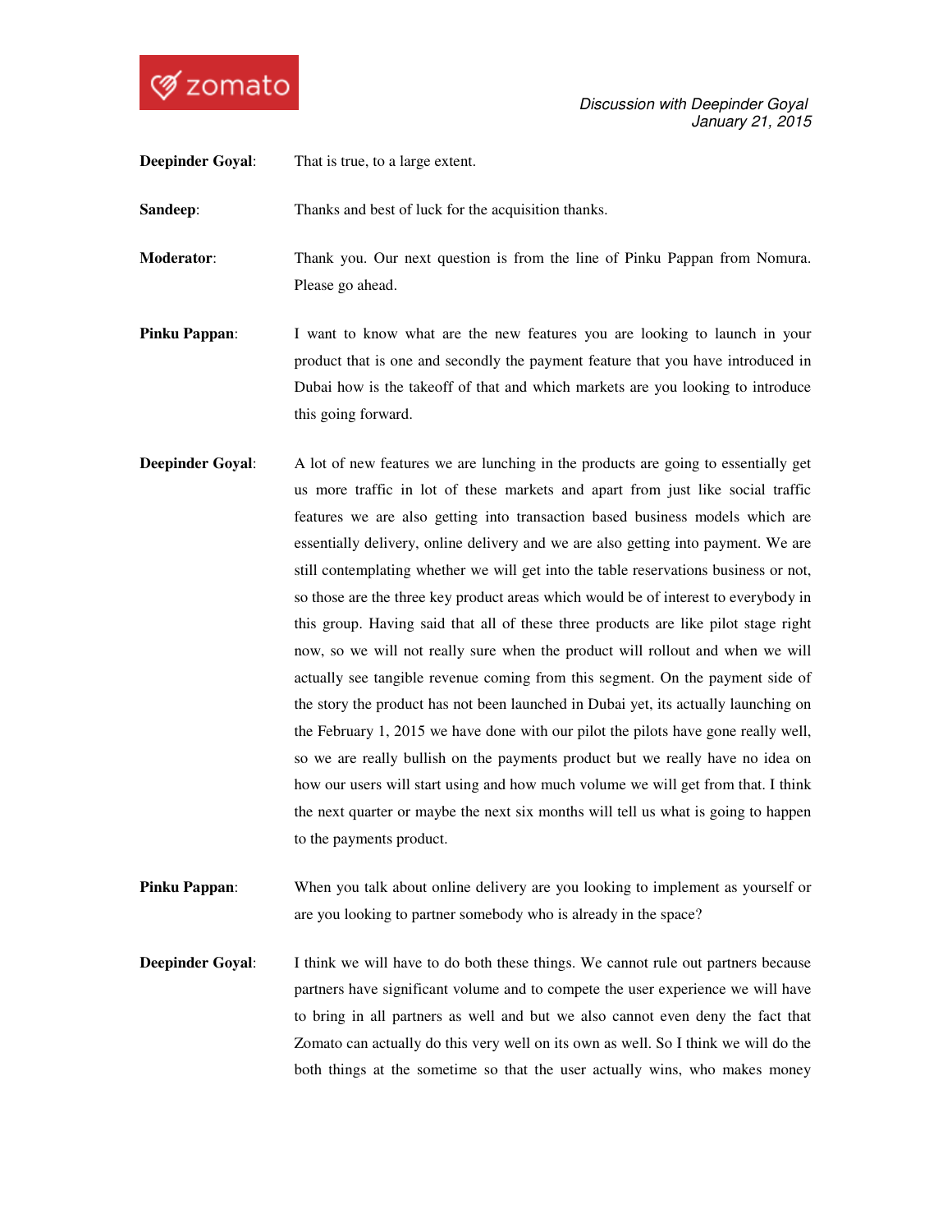**Deepinder Goyal**: That is true, to a large extent.

**Sandeep**: Thanks and best of luck for the acquisition thanks.

**Moderator**: Thank you. Our next question is from the line of Pinku Pappan from Nomura. Please go ahead.

**Pinku Pappan**: I want to know what are the new features you are looking to launch in your product that is one and secondly the payment feature that you have introduced in Dubai how is the takeoff of that and which markets are you looking to introduce this going forward.

**Deepinder Goyal**: A lot of new features we are lunching in the products are going to essentially get us more traffic in lot of these markets and apart from just like social traffic features we are also getting into transaction based business models which are essentially delivery, online delivery and we are also getting into payment. We are still contemplating whether we will get into the table reservations business or not, so those are the three key product areas which would be of interest to everybody in this group. Having said that all of these three products are like pilot stage right now, so we will not really sure when the product will rollout and when we will actually see tangible revenue coming from this segment. On the payment side of the story the product has not been launched in Dubai yet, its actually launching on the February 1, 2015 we have done with our pilot the pilots have gone really well, so we are really bullish on the payments product but we really have no idea on how our users will start using and how much volume we will get from that. I think the next quarter or maybe the next six months will tell us what is going to happen to the payments product.

**Pinku Pappan**: When you talk about online delivery are you looking to implement as yourself or are you looking to partner somebody who is already in the space?

**Deepinder Goyal**: I think we will have to do both these things. We cannot rule out partners because partners have significant volume and to compete the user experience we will have to bring in all partners as well and but we also cannot even deny the fact that Zomato can actually do this very well on its own as well. So I think we will do the both things at the sometime so that the user actually wins, who makes money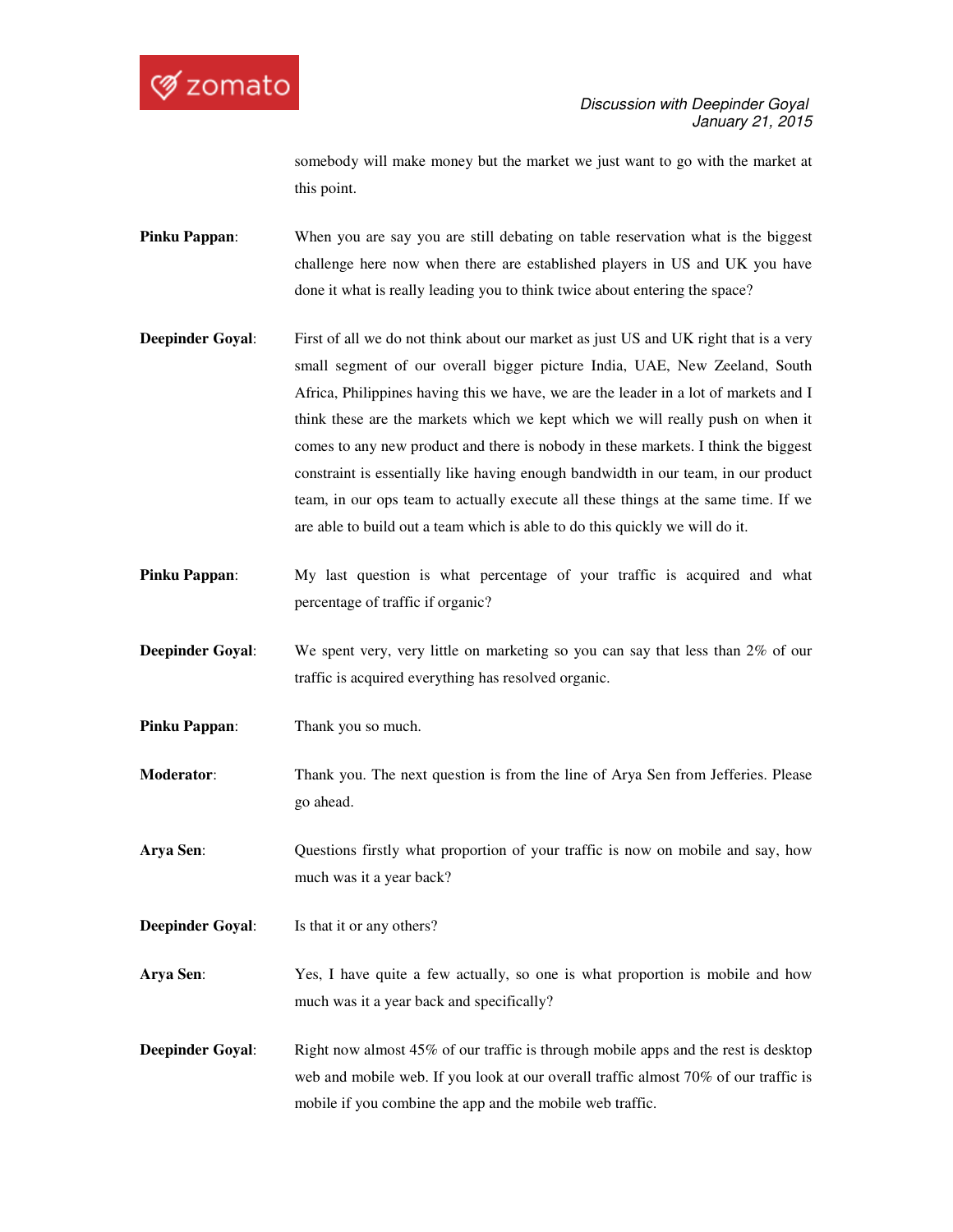somebody will make money but the market we just want to go with the market at this point.

**Pinku Pappan**: When you are say you are still debating on table reservation what is the biggest challenge here now when there are established players in US and UK you have done it what is really leading you to think twice about entering the space?

**Deepinder Goyal**: First of all we do not think about our market as just US and UK right that is a very small segment of our overall bigger picture India, UAE, New Zeeland, South Africa, Philippines having this we have, we are the leader in a lot of markets and I think these are the markets which we kept which we will really push on when it comes to any new product and there is nobody in these markets. I think the biggest constraint is essentially like having enough bandwidth in our team, in our product team, in our ops team to actually execute all these things at the same time. If we are able to build out a team which is able to do this quickly we will do it.

**Pinku Pappan**: My last question is what percentage of your traffic is acquired and what percentage of traffic if organic?

**Deepinder Goyal**: We spent very, very little on marketing so you can say that less than 2% of our traffic is acquired everything has resolved organic.

**Pinku Pappan**: Thank you so much.

**Moderator**: Thank you. The next question is from the line of Arya Sen from Jefferies. Please go ahead.

**Arya Sen**: Questions firstly what proportion of your traffic is now on mobile and say, how much was it a year back?

**Deepinder Goyal**: Is that it or any others?

**Arya Sen**: Yes, I have quite a few actually, so one is what proportion is mobile and how much was it a year back and specifically?

**Deepinder Goyal**: Right now almost 45% of our traffic is through mobile apps and the rest is desktop web and mobile web. If you look at our overall traffic almost 70% of our traffic is mobile if you combine the app and the mobile web traffic.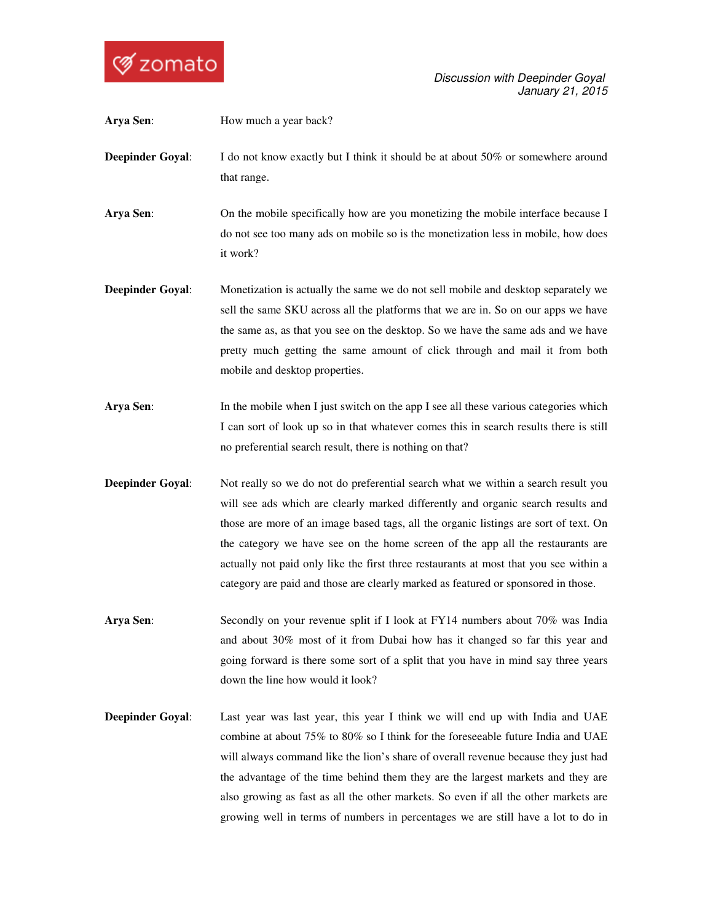**Arya Sen**: How much a year back?

**Deepinder Goyal**: I do not know exactly but I think it should be at about 50% or somewhere around that range.

**Arya Sen**: On the mobile specifically how are you monetizing the mobile interface because I do not see too many ads on mobile so is the monetization less in mobile, how does it work?

**Deepinder Goyal**: Monetization is actually the same we do not sell mobile and desktop separately we sell the same SKU across all the platforms that we are in. So on our apps we have the same as, as that you see on the desktop. So we have the same ads and we have pretty much getting the same amount of click through and mail it from both mobile and desktop properties.

**Arya Sen**: In the mobile when I just switch on the app I see all these various categories which I can sort of look up so in that whatever comes this in search results there is still no preferential search result, there is nothing on that?

**Deepinder Goyal**: Not really so we do not do preferential search what we within a search result you will see ads which are clearly marked differently and organic search results and those are more of an image based tags, all the organic listings are sort of text. On the category we have see on the home screen of the app all the restaurants are actually not paid only like the first three restaurants at most that you see within a category are paid and those are clearly marked as featured or sponsored in those.

**Arya Sen**: Secondly on your revenue split if I look at FY14 numbers about 70% was India and about 30% most of it from Dubai how has it changed so far this year and going forward is there some sort of a split that you have in mind say three years down the line how would it look?

**Deepinder Goyal**: Last year was last year, this year I think we will end up with India and UAE combine at about 75% to 80% so I think for the foreseeable future India and UAE will always command like the lion's share of overall revenue because they just had the advantage of the time behind them they are the largest markets and they are also growing as fast as all the other markets. So even if all the other markets are growing well in terms of numbers in percentages we are still have a lot to do in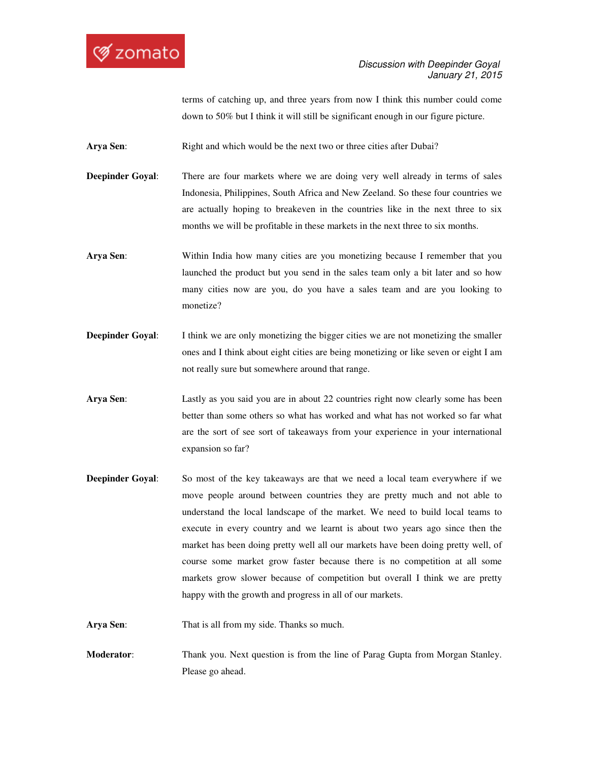terms of catching up, and three years from now I think this number could come down to 50% but I think it will still be significant enough in our figure picture.

**Arya Sen**: Right and which would be the next two or three cities after Dubai?

**Deepinder Goyal**: There are four markets where we are doing very well already in terms of sales Indonesia, Philippines, South Africa and New Zeeland. So these four countries we are actually hoping to breakeven in the countries like in the next three to six months we will be profitable in these markets in the next three to six months.

**Arya Sen**: Within India how many cities are you monetizing because I remember that you launched the product but you send in the sales team only a bit later and so how many cities now are you, do you have a sales team and are you looking to monetize?

**Deepinder Goyal**: I think we are only monetizing the bigger cities we are not monetizing the smaller ones and I think about eight cities are being monetizing or like seven or eight I am not really sure but somewhere around that range.

**Arya Sen**: Lastly as you said you are in about 22 countries right now clearly some has been better than some others so what has worked and what has not worked so far what are the sort of see sort of takeaways from your experience in your international expansion so far?

**Deepinder Goyal**: So most of the key takeaways are that we need a local team everywhere if we move people around between countries they are pretty much and not able to understand the local landscape of the market. We need to build local teams to execute in every country and we learnt is about two years ago since then the market has been doing pretty well all our markets have been doing pretty well, of course some market grow faster because there is no competition at all some markets grow slower because of competition but overall I think we are pretty happy with the growth and progress in all of our markets.

**Arya Sen**: That is all from my side. Thanks so much.

**Moderator**: Thank you. Next question is from the line of Parag Gupta from Morgan Stanley. Please go ahead.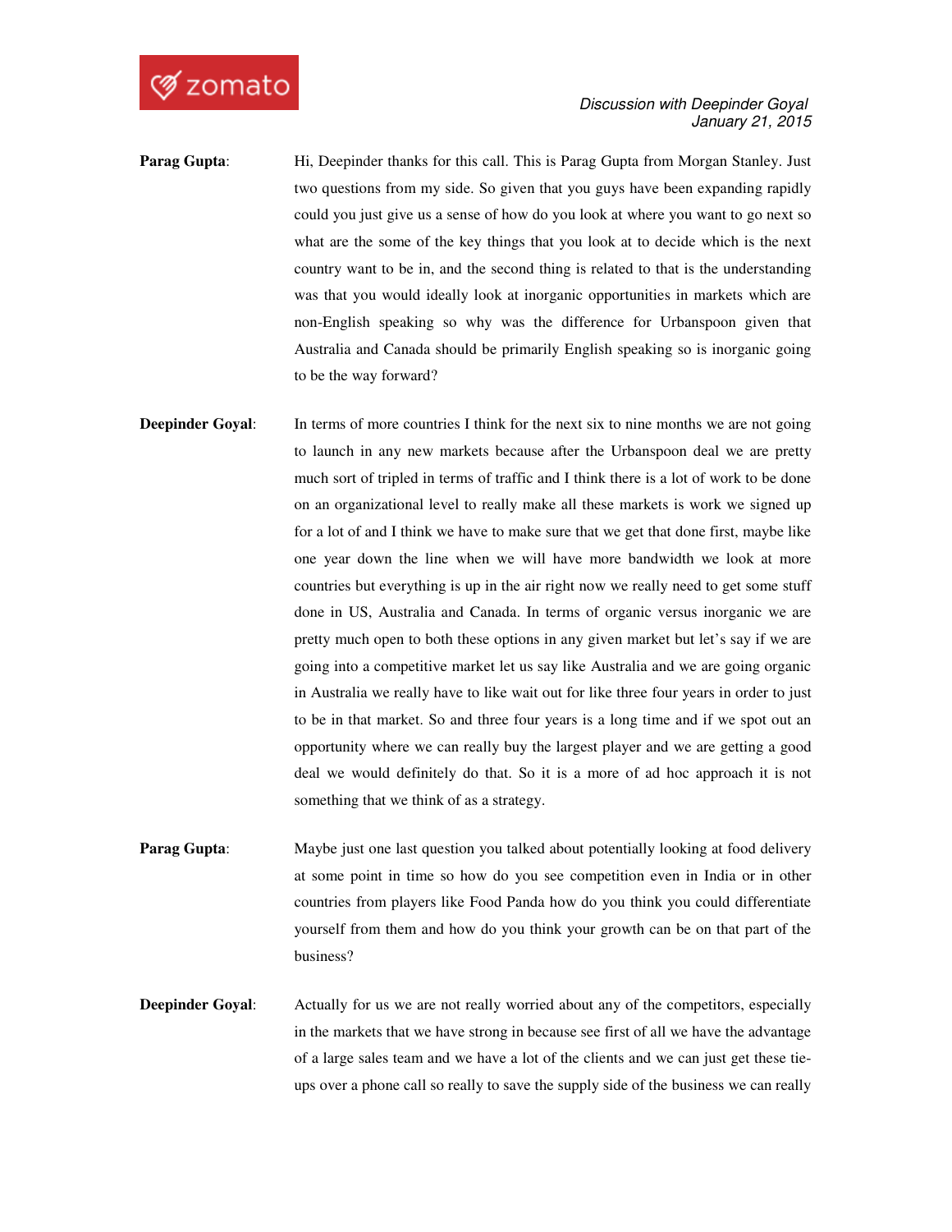**Parag Gupta**: Hi, Deepinder thanks for this call. This is Parag Gupta from Morgan Stanley. Just two questions from my side. So given that you guys have been expanding rapidly could you just give us a sense of how do you look at where you want to go next so what are the some of the key things that you look at to decide which is the next country want to be in, and the second thing is related to that is the understanding was that you would ideally look at inorganic opportunities in markets which are non-English speaking so why was the difference for Urbanspoon given that Australia and Canada should be primarily English speaking so is inorganic going to be the way forward?

**Deepinder Goyal**: In terms of more countries I think for the next six to nine months we are not going to launch in any new markets because after the Urbanspoon deal we are pretty much sort of tripled in terms of traffic and I think there is a lot of work to be done on an organizational level to really make all these markets is work we signed up for a lot of and I think we have to make sure that we get that done first, maybe like one year down the line when we will have more bandwidth we look at more countries but everything is up in the air right now we really need to get some stuff done in US, Australia and Canada. In terms of organic versus inorganic we are pretty much open to both these options in any given market but let's say if we are going into a competitive market let us say like Australia and we are going organic in Australia we really have to like wait out for like three four years in order to just to be in that market. So and three four years is a long time and if we spot out an opportunity where we can really buy the largest player and we are getting a good deal we would definitely do that. So it is a more of ad hoc approach it is not something that we think of as a strategy.

**Parag Gupta**: Maybe just one last question you talked about potentially looking at food delivery at some point in time so how do you see competition even in India or in other countries from players like Food Panda how do you think you could differentiate yourself from them and how do you think your growth can be on that part of the business?

**Deepinder Goyal**: Actually for us we are not really worried about any of the competitors, especially in the markets that we have strong in because see first of all we have the advantage of a large sales team and we have a lot of the clients and we can just get these tie-ups over a phone call so really to save the supply side of the business we can really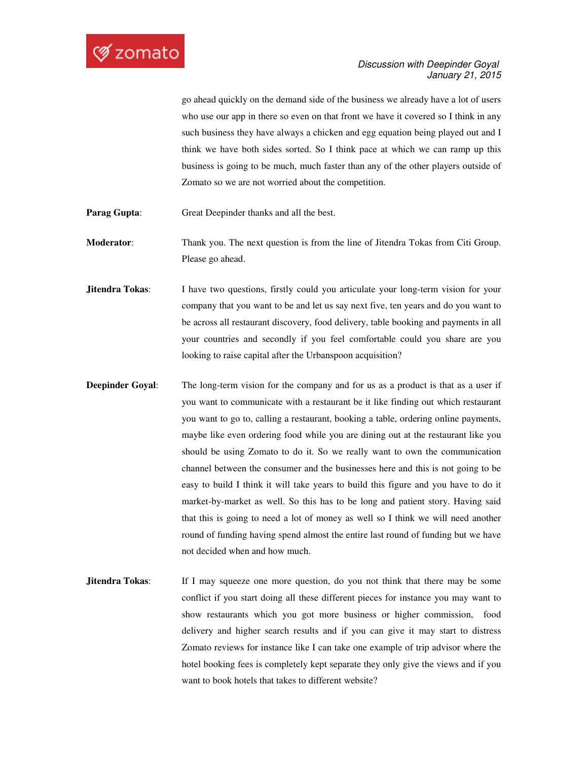go ahead quickly on the demand side of the business we already have a lot of users who use our app in there so even on that front we have it covered so I think in any such business they have always a chicken and egg equation being played out and I think we have both sides sorted. So I think pace at which we can ramp up this business is going to be much, much faster than any of the other players outside of Zomato so we are not worried about the competition.

**Parag Gupta**: Great Deepinder thanks and all the best.

**Moderator**: Thank you. The next question is from the line of Jitendra Tokas from Citi Group. Please go ahead.

**Jitendra Tokas**: I have two questions, firstly could you articulate your long-term vision for your company that you want to be and let us say next five, ten years and do you want to be across all restaurant discovery, food delivery, table booking and payments in all your countries and secondly if you feel comfortable could you share are you looking to raise capital after the Urbanspoon acquisition?

**Deepinder Goyal**: The long-term vision for the company and for us as a product is that as a user if you want to communicate with a restaurant be it like finding out which restaurant you want to go to, calling a restaurant, booking a table, ordering online payments, maybe like even ordering food while you are dining out at the restaurant like you should be using Zomato to do it. So we really want to own the communication channel between the consumer and the businesses here and this is not going to be easy to build I think it will take years to build this figure and you have to do it market-by-market as well. So this has to be long and patient story. Having said that this is going to need a lot of money as well so I think we will need another round of funding having spend almost the entire last round of funding but we have not decided when and how much.

**Jitendra Tokas**: If I may squeeze one more question, do you not think that there may be some conflict if you start doing all these different pieces for instance you may want to show restaurants which you got more business or higher commission, food delivery and higher search results and if you can give it may start to distress Zomato reviews for instance like I can take one example of trip advisor where the hotel booking fees is completely kept separate they only give the views and if you want to book hotels that takes to different website?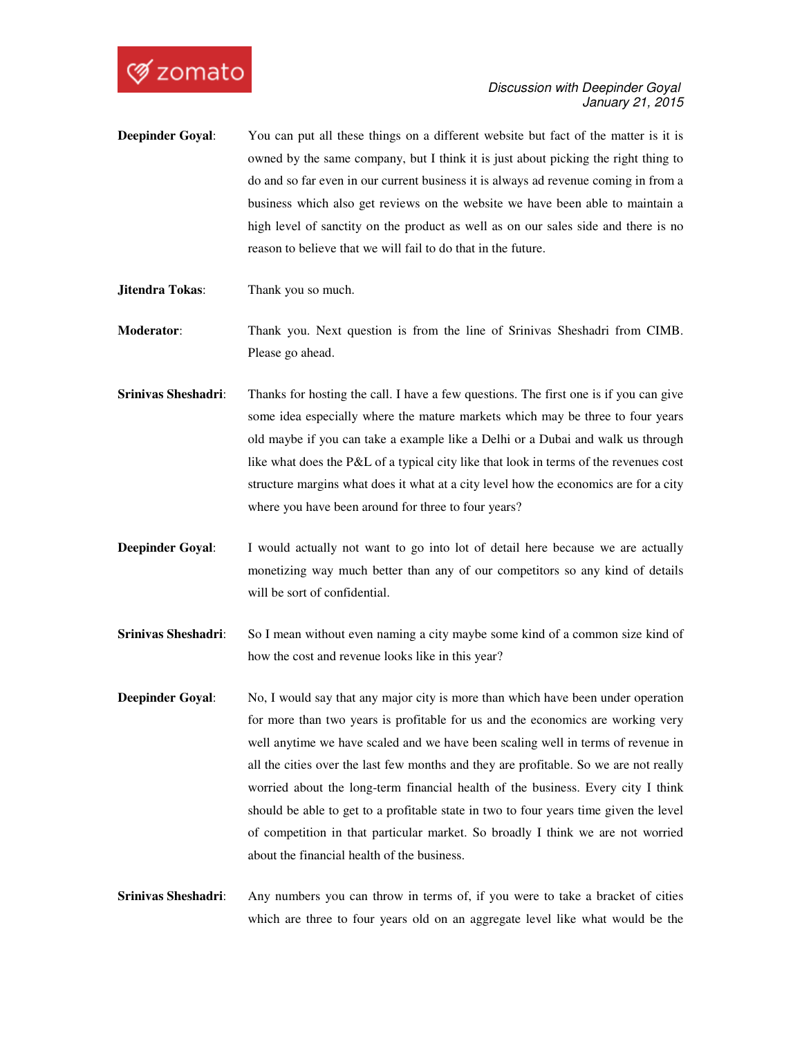**Deepinder Goyal**: You can put all these things on a different website but fact of the matter is it is owned by the same company, but I think it is just about picking the right thing to do and so far even in our current business it is always ad revenue coming in from a business which also get reviews on the website we have been able to maintain a high level of sanctity on the product as well as on our sales side and there is no reason to believe that we will fail to do that in the future.

**Jitendra Tokas**: Thank you so much.

**Moderator**: Thank you. Next question is from the line of Srinivas Sheshadri from CIMB. Please go ahead.

**Srinivas Sheshadri**: Thanks for hosting the call. I have a few questions. The first one is if you can give some idea especially where the mature markets which may be three to four years old maybe if you can take a example like a Delhi or a Dubai and walk us through like what does the P&L of a typical city like that look in terms of the revenues cost structure margins what does it what at a city level how the economics are for a city where you have been around for three to four years?

**Deepinder Goyal**: I would actually not want to go into lot of detail here because we are actually monetizing way much better than any of our competitors so any kind of details will be sort of confidential.

**Srinivas Sheshadri**: So I mean without even naming a city maybe some kind of a common size kind of how the cost and revenue looks like in this year?

**Deepinder Goyal**: No, I would say that any major city is more than which have been under operation for more than two years is profitable for us and the economics are working very well anytime we have scaled and we have been scaling well in terms of revenue in all the cities over the last few months and they are profitable. So we are not really worried about the long-term financial health of the business. Every city I think should be able to get to a profitable state in two to four years time given the level of competition in that particular market. So broadly I think we are not worried about the financial health of the business.

**Srinivas Sheshadri**: Any numbers you can throw in terms of, if you were to take a bracket of cities which are three to four years old on an aggregate level like what would be the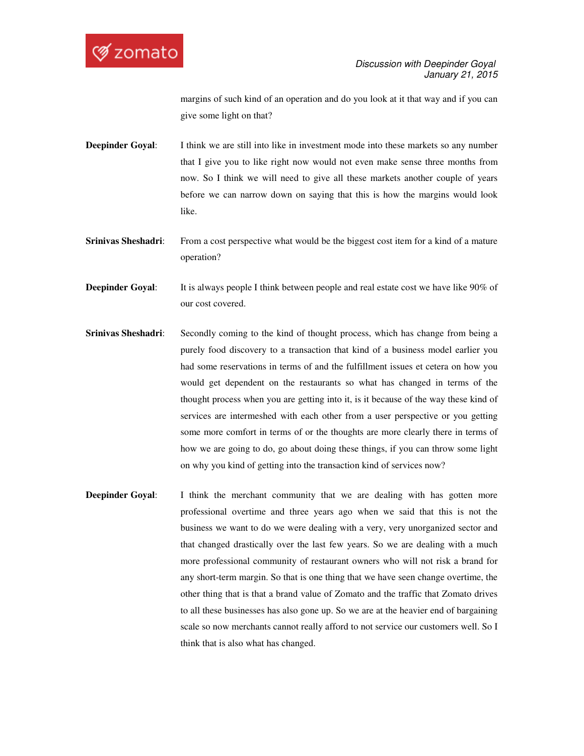margins of such kind of an operation and do you look at it that way and if you can give some light on that?

**Deepinder Goyal**: I think we are still into like in investment mode into these markets so any number that I give you to like right now would not even make sense three months from now. So I think we will need to give all these markets another couple of years before we can narrow down on saying that this is how the margins would look like.

**Srinivas Sheshadri**: From a cost perspective what would be the biggest cost item for a kind of a mature operation?

**Deepinder Goyal**: It is always people I think between people and real estate cost we have like 90% of our cost covered.

**Srinivas Sheshadri**: Secondly coming to the kind of thought process, which has change from being a purely food discovery to a transaction that kind of a business model earlier you had some reservations in terms of and the fulfillment issues et cetera on how you would get dependent on the restaurants so what has changed in terms of the thought process when you are getting into it, is it because of the way these kind of services are intermeshed with each other from a user perspective or you getting some more comfort in terms of or the thoughts are more clearly there in terms of how we are going to do, go about doing these things, if you can throw some light on why you kind of getting into the transaction kind of services now?

**Deepinder Goyal**: I think the merchant community that we are dealing with has gotten more professional overtime and three years ago when we said that this is not the business we want to do we were dealing with a very, very unorganized sector and that changed drastically over the last few years. So we are dealing with a much more professional community of restaurant owners who will not risk a brand for any short-term margin. So that is one thing that we have seen change overtime, the other thing that is that a brand value of Zomato and the traffic that Zomato drives to all these businesses has also gone up. So we are at the heavier end of bargaining scale so now merchants cannot really afford to not service our customers well. So I think that is also what has changed.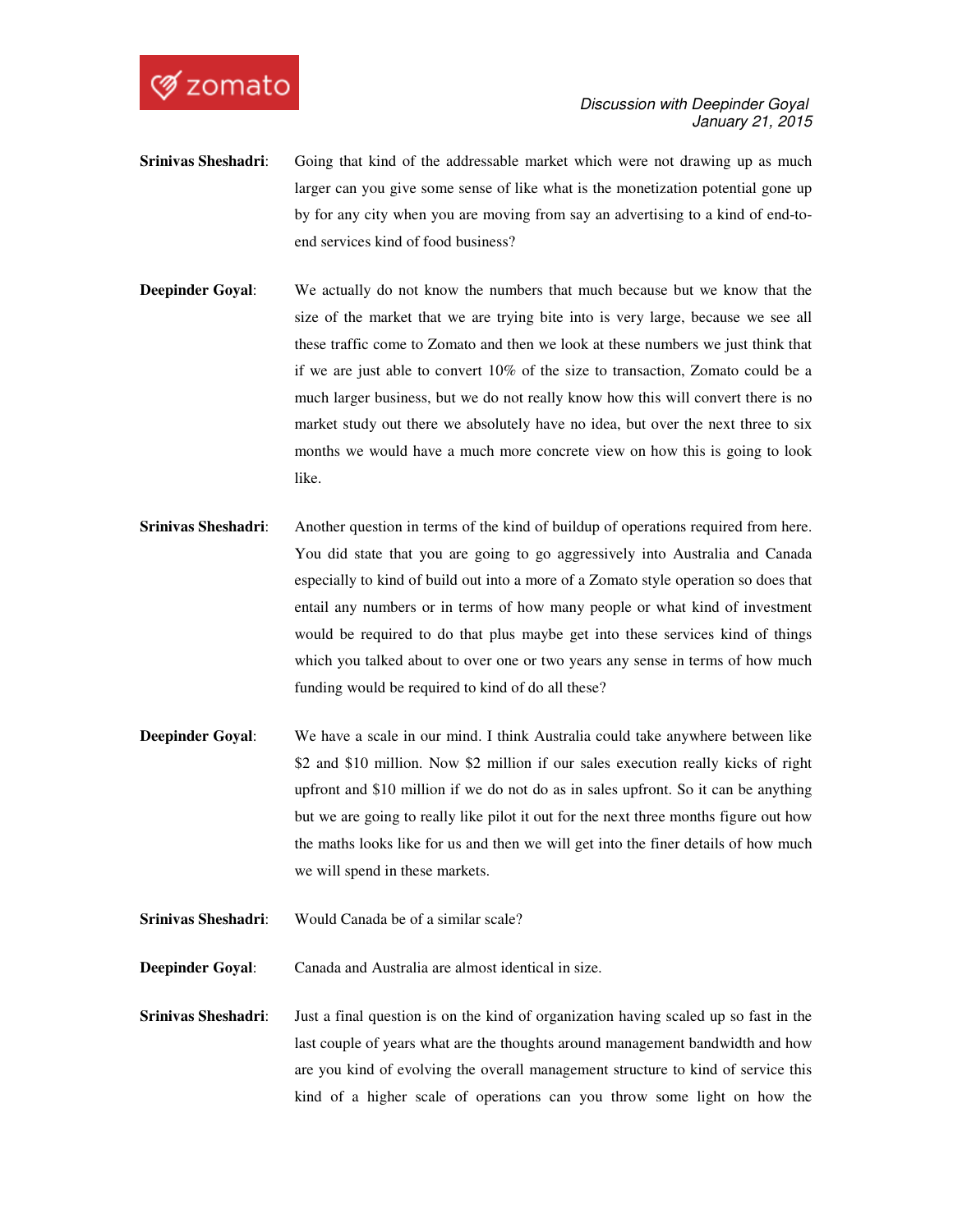**Srinivas Sheshadri**: Going that kind of the addressable market which were not drawing up as much larger can you give some sense of like what is the monetization potential gone up by for any city when you are moving from say an advertising to a kind of end-to-end services kind of food business?

**Deepinder Goyal**: We actually do not know the numbers that much because but we know that the size of the market that we are trying bite into is very large, because we see all these traffic come to Zomato and then we look at these numbers we just think that if we are just able to convert 10% of the size to transaction, Zomato could be a much larger business, but we do not really know how this will convert there is no market study out there we absolutely have no idea, but over the next three to six months we would have a much more concrete view on how this is going to look like.

**Srinivas Sheshadri**: Another question in terms of the kind of buildup of operations required from here. You did state that you are going to go aggressively into Australia and Canada especially to kind of build out into a more of a Zomato style operation so does that entail any numbers or in terms of how many people or what kind of investment would be required to do that plus maybe get into these services kind of things which you talked about to over one or two years any sense in terms of how much funding would be required to kind of do all these?

**Deepinder Goyal**: We have a scale in our mind. I think Australia could take anywhere between like $2 and $10 million. Now $2 million if our sales execution really kicks of right upfront and $10 million if we do not do as in sales upfront. So it can be anything but we are going to really like pilot it out for the next three months figure out how the maths looks like for us and then we will get into the finer details of how much we will spend in these markets.

**Srinivas Sheshadri**: Would Canada be of a similar scale?

**Deepinder Goyal**: Canada and Australia are almost identical in size.

**Srinivas Sheshadri**: Just a final question is on the kind of organization having scaled up so fast in the last couple of years what are the thoughts around management bandwidth and how are you kind of evolving the overall management structure to kind of service this kind of a higher scale of operations can you throw some light on how the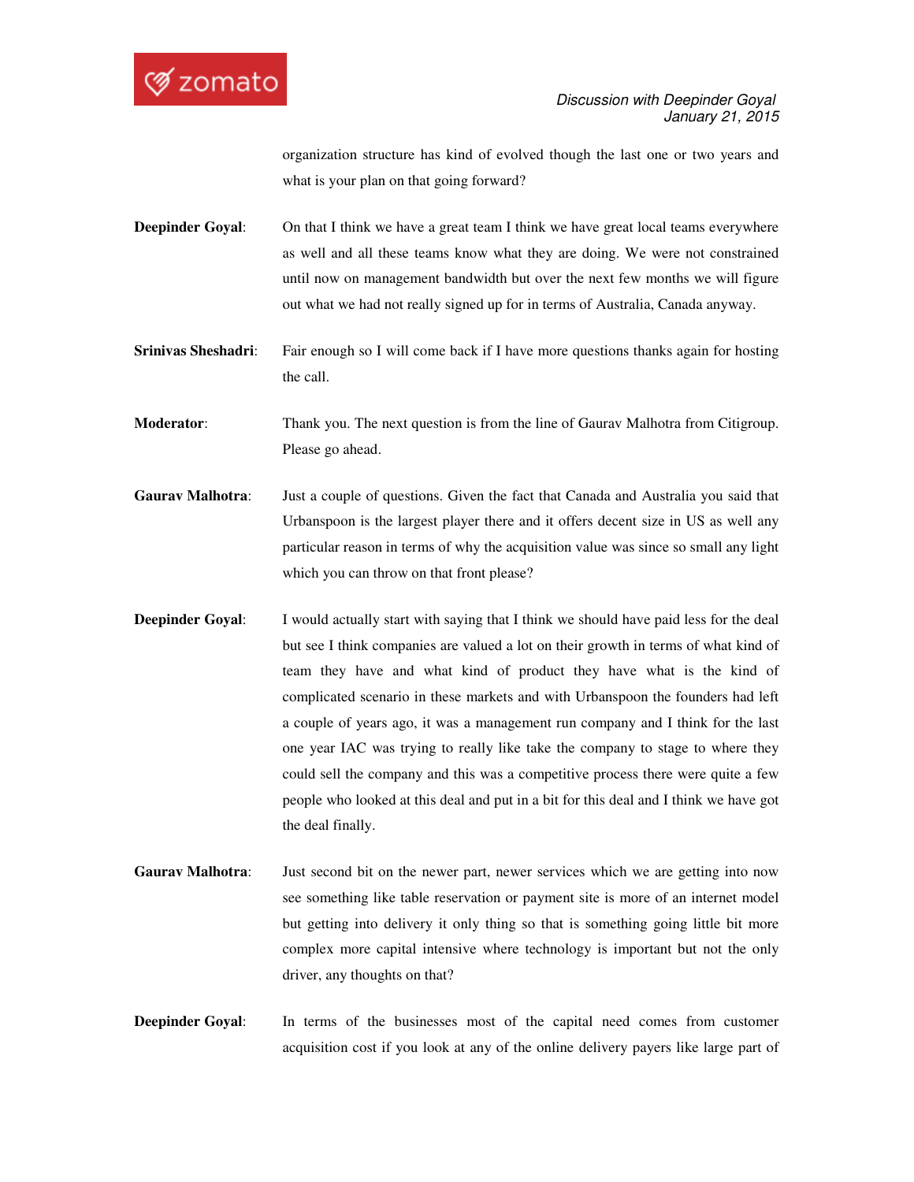organization structure has kind of evolved though the last one or two years and what is your plan on that going forward?

**Deepinder Goyal**: On that I think we have a great team I think we have great local teams everywhere as well and all these teams know what they are doing. We were not constrained until now on management bandwidth but over the next few months we will figure out what we had not really signed up for in terms of Australia, Canada anyway.

**Srinivas Sheshadri**: Fair enough so I will come back if I have more questions thanks again for hosting the call.

**Moderator**: Thank you. The next question is from the line of Gaurav Malhotra from Citigroup. Please go ahead.

**Gaurav Malhotra**: Just a couple of questions. Given the fact that Canada and Australia you said that Urbanspoon is the largest player there and it offers decent size in US as well any particular reason in terms of why the acquisition value was since so small any light which you can throw on that front please?

**Deepinder Goyal**: I would actually start with saying that I think we should have paid less for the deal but see I think companies are valued a lot on their growth in terms of what kind of team they have and what kind of product they have what is the kind of complicated scenario in these markets and with Urbanspoon the founders had left a couple of years ago, it was a management run company and I think for the last one year IAC was trying to really like take the company to stage to where they could sell the company and this was a competitive process there were quite a few people who looked at this deal and put in a bit for this deal and I think we have got the deal finally.

**Gaurav Malhotra**: Just second bit on the newer part, newer services which we are getting into now see something like table reservation or payment site is more of an internet model but getting into delivery it only thing so that is something going little bit more complex more capital intensive where technology is important but not the only driver, any thoughts on that?

**Deepinder Goyal**: In terms of the businesses most of the capital need comes from customer acquisition cost if you look at any of the online delivery payers like large part of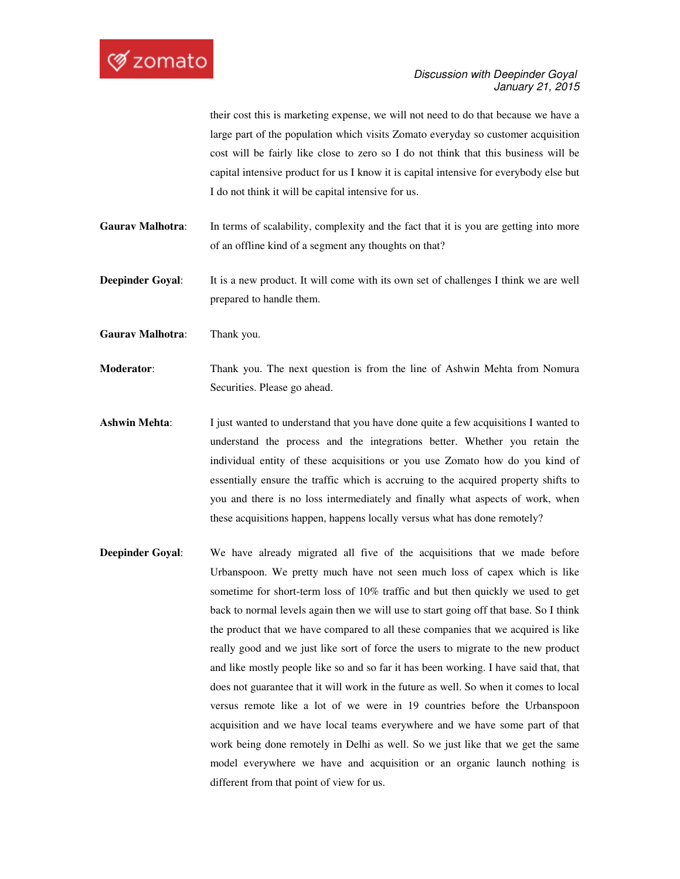their cost this is marketing expense, we will not need to do that because we have a large part of the population which visits Zomato everyday so customer acquisition cost will be fairly like close to zero so I do not think that this business will be capital intensive product for us I know it is capital intensive for everybody else but I do not think it will be capital intensive for us.

**Gaurav Malhotra**: In terms of scalability, complexity and the fact that it is you are getting into more of an offline kind of a segment any thoughts on that?

**Deepinder Goyal**: It is a new product. It will come with its own set of challenges I think we are well prepared to handle them.

**Gaurav Malhotra**: Thank you.

**Moderator**: Thank you. The next question is from the line of Ashwin Mehta from Nomura Securities. Please go ahead.

**Ashwin Mehta**: I just wanted to understand that you have done quite a few acquisitions I wanted to understand the process and the integrations better. Whether you retain the individual entity of these acquisitions or you use Zomato how do you kind of essentially ensure the traffic which is accruing to the acquired property shifts to you and there is no loss intermediately and finally what aspects of work, when these acquisitions happen, happens locally versus what has done remotely?

**Deepinder Goyal**: We have already migrated all five of the acquisitions that we made before Urbanspoon. We pretty much have not seen much loss of capex which is like sometime for short-term loss of 10% traffic and but then quickly we used to get back to normal levels again then we will use to start going off that base. So I think the product that we have compared to all these companies that we acquired is like really good and we just like sort of force the users to migrate to the new product and like mostly people like so and so far it has been working. I have said that, that does not guarantee that it will work in the future as well. So when it comes to local versus remote like a lot of we were in 19 countries before the Urbanspoon acquisition and we have local teams everywhere and we have some part of that work being done remotely in Delhi as well. So we just like that we get the same model everywhere we have and acquisition or an organic launch nothing is different from that point of view for us.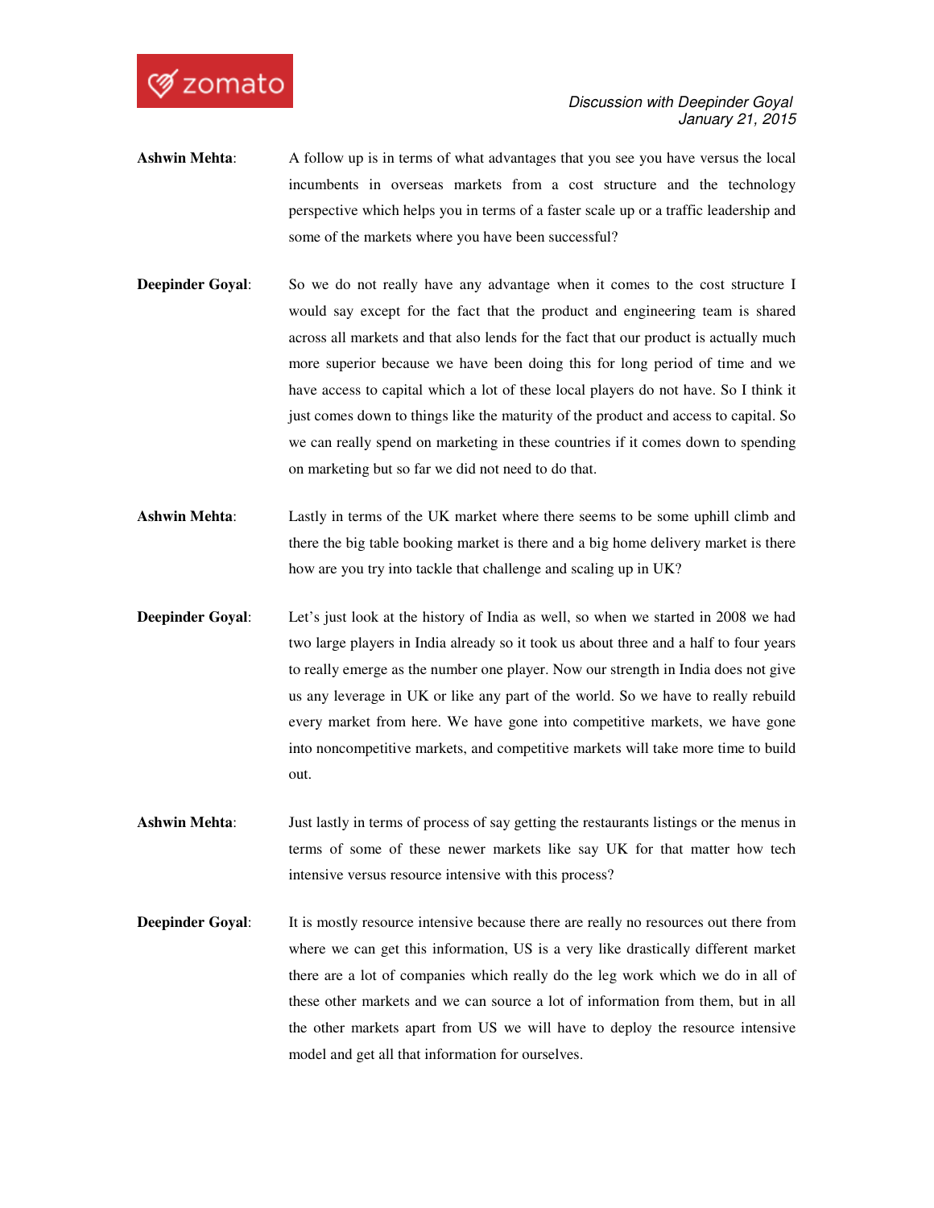**Ashwin Mehta**: A follow up is in terms of what advantages that you see you have versus the local incumbents in overseas markets from a cost structure and the technology perspective which helps you in terms of a faster scale up or a traffic leadership and some of the markets where you have been successful?

**Deepinder Goyal**: So we do not really have any advantage when it comes to the cost structure I would say except for the fact that the product and engineering team is shared across all markets and that also lends for the fact that our product is actually much more superior because we have been doing this for long period of time and we have access to capital which a lot of these local players do not have. So I think it just comes down to things like the maturity of the product and access to capital. So we can really spend on marketing in these countries if it comes down to spending on marketing but so far we did not need to do that.

**Ashwin Mehta**: Lastly in terms of the UK market where there seems to be some uphill climb and there the big table booking market is there and a big home delivery market is there how are you try into tackle that challenge and scaling up in UK?

**Deepinder Goyal**: Let's just look at the history of India as well, so when we started in 2008 we had two large players in India already so it took us about three and a half to four years to really emerge as the number one player. Now our strength in India does not give us any leverage in UK or like any part of the world. So we have to really rebuild every market from here. We have gone into competitive markets, we have gone into noncompetitive markets, and competitive markets will take more time to build out.

**Ashwin Mehta**: Just lastly in terms of process of say getting the restaurants listings or the menus in terms of some of these newer markets like say UK for that matter how tech intensive versus resource intensive with this process?

**Deepinder Goyal**: It is mostly resource intensive because there are really no resources out there from where we can get this information, US is a very like drastically different market there are a lot of companies which really do the leg work which we do in all of these other markets and we can source a lot of information from them, but in all the other markets apart from US we will have to deploy the resource intensive model and get all that information for ourselves.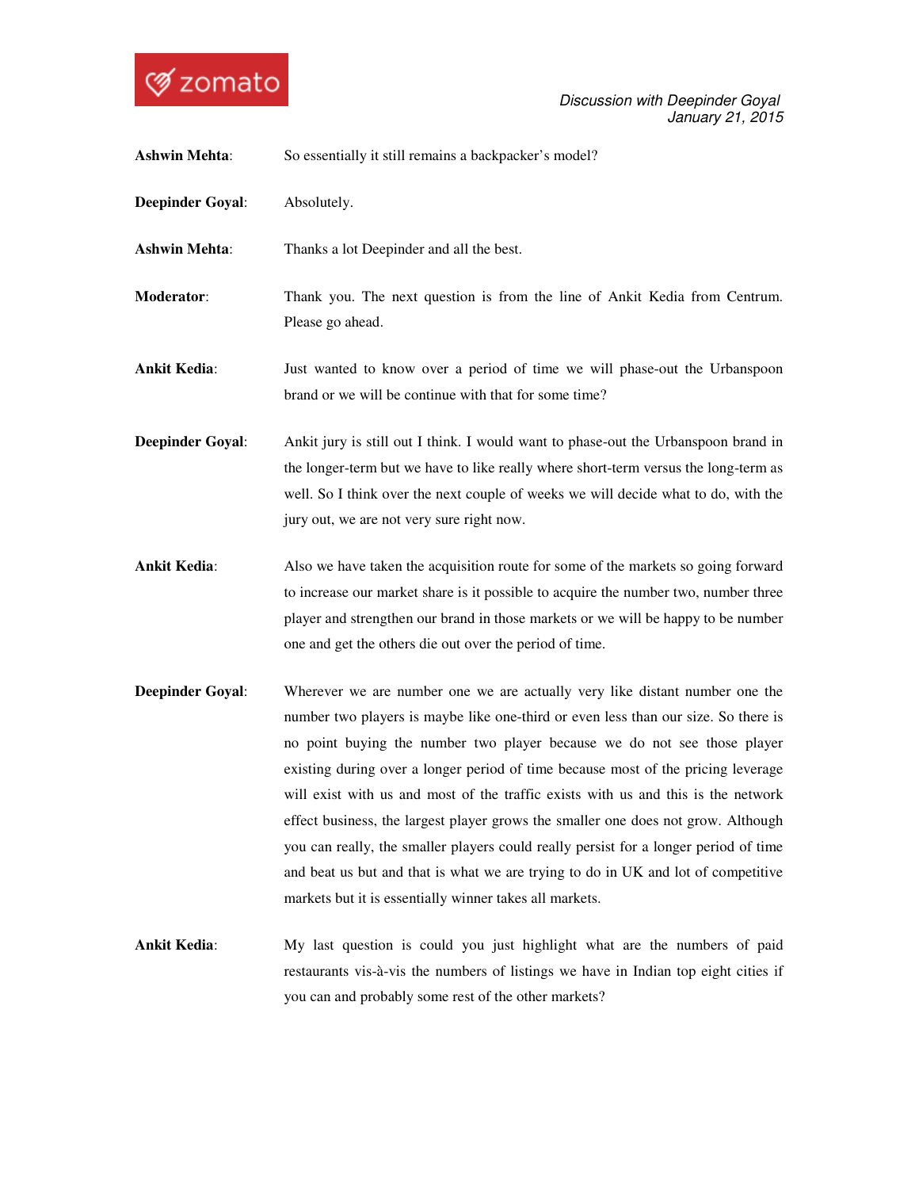**Ashwin Mehta**: So essentially it still remains a backpacker's model?

**Deepinder Goyal**: Absolutely.

**Ashwin Mehta**: Thanks a lot Deepinder and all the best.

**Moderator**: Thank you. The next question is from the line of Ankit Kedia from Centrum. Please go ahead.

**Ankit Kedia**: Just wanted to know over a period of time we will phase-out the Urbanspoon brand or we will be continue with that for some time?

**Deepinder Goyal**: Ankit jury is still out I think. I would want to phase-out the Urbanspoon brand in the longer-term but we have to like really where short-term versus the long-term as well. So I think over the next couple of weeks we will decide what to do, with the jury out, we are not very sure right now.

**Ankit Kedia**: Also we have taken the acquisition route for some of the markets so going forward to increase our market share is it possible to acquire the number two, number three player and strengthen our brand in those markets or we will be happy to be number one and get the others die out over the period of time.

**Deepinder Goyal**: Wherever we are number one we are actually very like distant number one the number two players is maybe like one-third or even less than our size. So there is no point buying the number two player because we do not see those player existing during over a longer period of time because most of the pricing leverage will exist with us and most of the traffic exists with us and this is the network effect business, the largest player grows the smaller one does not grow. Although you can really, the smaller players could really persist for a longer period of time and beat us but and that is what we are trying to do in UK and lot of competitive markets but it is essentially winner takes all markets.

**Ankit Kedia**: My last question is could you just highlight what are the numbers of paid restaurants vis-à-vis the numbers of listings we have in Indian top eight cities if you can and probably some rest of the other markets?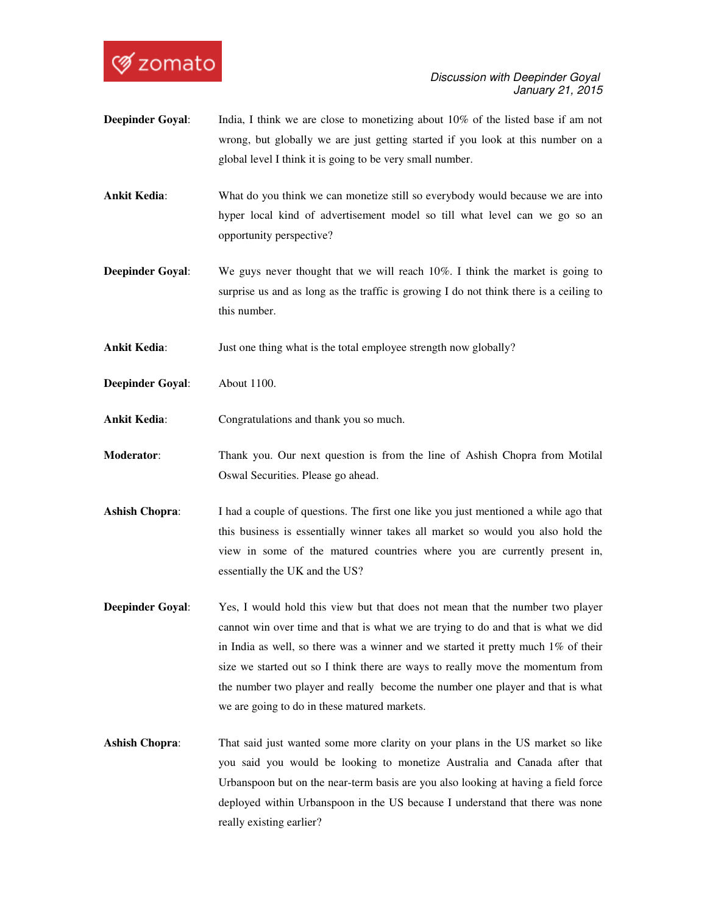**Deepinder Goyal**: India, I think we are close to monetizing about 10% of the listed base if am not wrong, but globally we are just getting started if you look at this number on a global level I think it is going to be very small number.

**Ankit Kedia**: What do you think we can monetize still so everybody would because we are into hyper local kind of advertisement model so till what level can we go so an opportunity perspective?

**Deepinder Goyal**: We guys never thought that we will reach 10%. I think the market is going to surprise us and as long as the traffic is growing I do not think there is a ceiling to this number.

**Ankit Kedia**: Just one thing what is the total employee strength now globally?

**Deepinder Goyal**: About 1100.

**Ankit Kedia**: Congratulations and thank you so much.

**Moderator**: Thank you. Our next question is from the line of Ashish Chopra from Motilal Oswal Securities. Please go ahead.

**Ashish Chopra**: I had a couple of questions. The first one like you just mentioned a while ago that this business is essentially winner takes all market so would you also hold the view in some of the matured countries where you are currently present in, essentially the UK and the US?

**Deepinder Goyal**: Yes, I would hold this view but that does not mean that the number two player cannot win over time and that is what we are trying to do and that is what we did in India as well, so there was a winner and we started it pretty much 1% of their size we started out so I think there are ways to really move the momentum from the number two player and really become the number one player and that is what we are going to do in these matured markets.

**Ashish Chopra**: That said just wanted some more clarity on your plans in the US market so like you said you would be looking to monetize Australia and Canada after that Urbanspoon but on the near-term basis are you also looking at having a field force deployed within Urbanspoon in the US because I understand that there was none really existing earlier?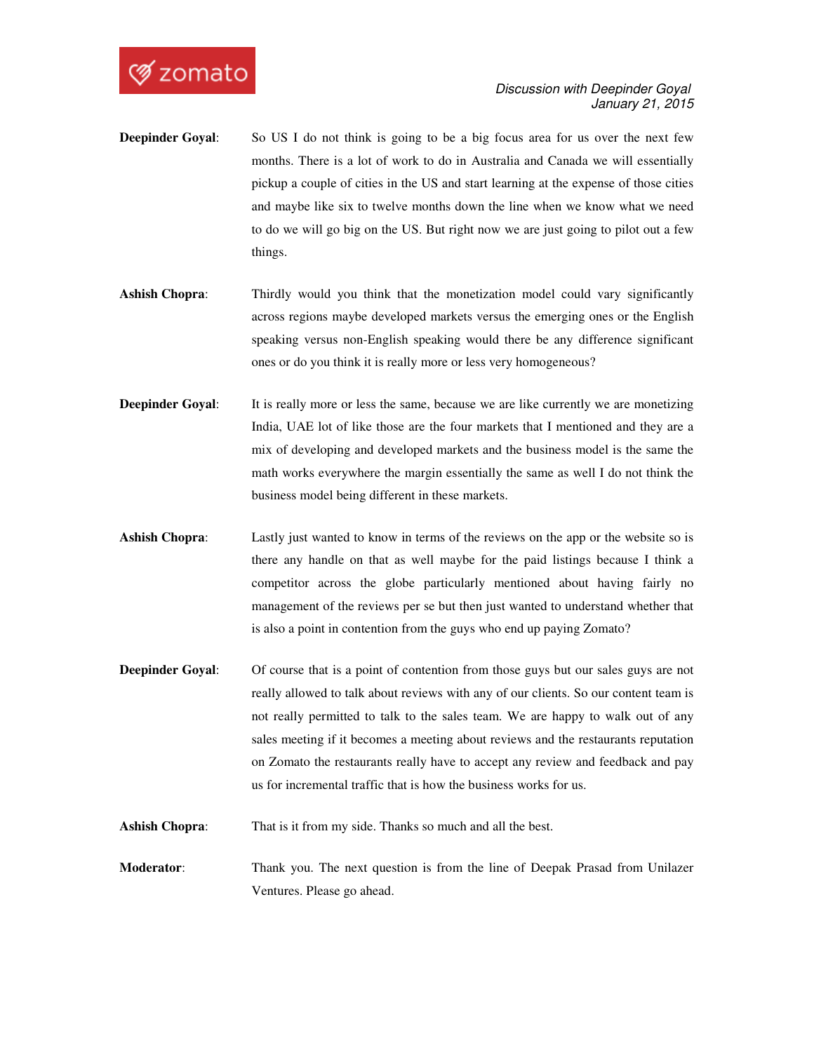**Deepinder Goyal**: So US I do not think is going to be a big focus area for us over the next few months. There is a lot of work to do in Australia and Canada we will essentially pickup a couple of cities in the US and start learning at the expense of those cities and maybe like six to twelve months down the line when we know what we need to do we will go big on the US. But right now we are just going to pilot out a few things.

**Ashish Chopra**: Thirdly would you think that the monetization model could vary significantly across regions maybe developed markets versus the emerging ones or the English speaking versus non-English speaking would there be any difference significant ones or do you think it is really more or less very homogeneous?

**Deepinder Goyal**: It is really more or less the same, because we are like currently we are monetizing India, UAE lot of like those are the four markets that I mentioned and they are a mix of developing and developed markets and the business model is the same the math works everywhere the margin essentially the same as well I do not think the business model being different in these markets.

**Ashish Chopra**: Lastly just wanted to know in terms of the reviews on the app or the website so is there any handle on that as well maybe for the paid listings because I think a competitor across the globe particularly mentioned about having fairly no management of the reviews per se but then just wanted to understand whether that is also a point in contention from the guys who end up paying Zomato?

**Deepinder Goyal**: Of course that is a point of contention from those guys but our sales guys are not really allowed to talk about reviews with any of our clients. So our content team is not really permitted to talk to the sales team. We are happy to walk out of any sales meeting if it becomes a meeting about reviews and the restaurants reputation on Zomato the restaurants really have to accept any review and feedback and pay us for incremental traffic that is how the business works for us.

**Ashish Chopra**: That is it from my side. Thanks so much and all the best.

**Moderator**: Thank you. The next question is from the line of Deepak Prasad from Unilazer Ventures. Please go ahead.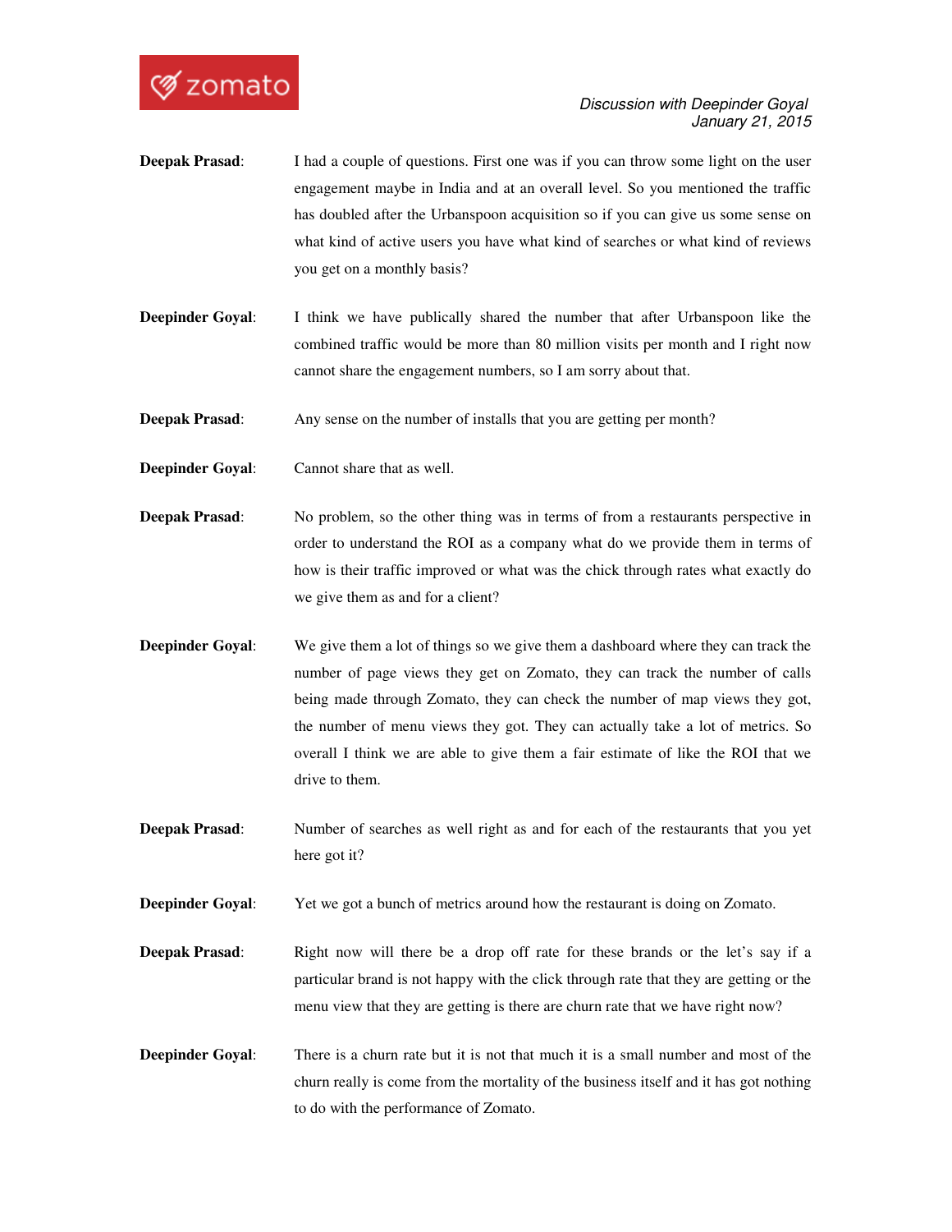**Deepak Prasad**: I had a couple of questions. First one was if you can throw some light on the user engagement maybe in India and at an overall level. So you mentioned the traffic has doubled after the Urbanspoon acquisition so if you can give us some sense on what kind of active users you have what kind of searches or what kind of reviews you get on a monthly basis?

**Deepinder Goyal**: I think we have publically shared the number that after Urbanspoon like the combined traffic would be more than 80 million visits per month and I right now cannot share the engagement numbers, so I am sorry about that.

**Deepak Prasad**: Any sense on the number of installs that you are getting per month?

**Deepinder Goyal**: Cannot share that as well.

**Deepak Prasad**: No problem, so the other thing was in terms of from a restaurants perspective in order to understand the ROI as a company what do we provide them in terms of how is their traffic improved or what was the chick through rates what exactly do we give them as and for a client?

**Deepinder Goyal**: We give them a lot of things so we give them a dashboard where they can track the number of page views they get on Zomato, they can track the number of calls being made through Zomato, they can check the number of map views they got, the number of menu views they got. They can actually take a lot of metrics. So overall I think we are able to give them a fair estimate of like the ROI that we drive to them.

**Deepak Prasad**: Number of searches as well right as and for each of the restaurants that you yet here got it?

**Deepinder Goyal**: Yet we got a bunch of metrics around how the restaurant is doing on Zomato.

**Deepak Prasad**: Right now will there be a drop off rate for these brands or the let's say if a particular brand is not happy with the click through rate that they are getting or the menu view that they are getting is there are churn rate that we have right now?

**Deepinder Goyal**: There is a churn rate but it is not that much it is a small number and most of the churn really is come from the mortality of the business itself and it has got nothing to do with the performance of Zomato.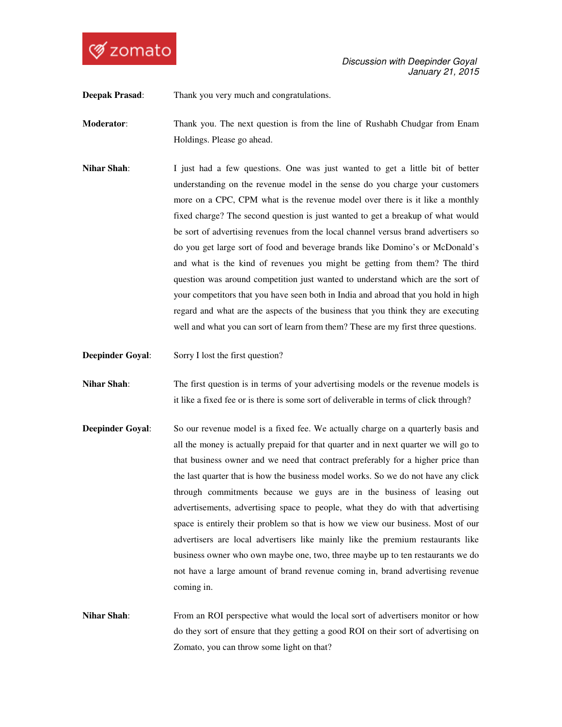**Deepak Prasad**: Thank you very much and congratulations.

**Moderator**: Thank you. The next question is from the line of Rushabh Chudgar from Enam Holdings. Please go ahead.

**Nihar Shah**: I just had a few questions. One was just wanted to get a little bit of better understanding on the revenue model in the sense do you charge your customers more on a CPC, CPM what is the revenue model over there is it like a monthly fixed charge? The second question is just wanted to get a breakup of what would be sort of advertising revenues from the local channel versus brand advertisers so do you get large sort of food and beverage brands like Domino's or McDonald's and what is the kind of revenues you might be getting from them? The third question was around competition just wanted to understand which are the sort of your competitors that you have seen both in India and abroad that you hold in high regard and what are the aspects of the business that you think they are executing well and what you can sort of learn from them? These are my first three questions.

**Deepinder Goyal**: Sorry I lost the first question?

**Nihar Shah**: The first question is in terms of your advertising models or the revenue models is it like a fixed fee or is there is some sort of deliverable in terms of click through?

**Deepinder Goyal**: So our revenue model is a fixed fee. We actually charge on a quarterly basis and all the money is actually prepaid for that quarter and in next quarter we will go to that business owner and we need that contract preferably for a higher price than the last quarter that is how the business model works. So we do not have any click through commitments because we guys are in the business of leasing out advertisements, advertising space to people, what they do with that advertising space is entirely their problem so that is how we view our business. Most of our advertisers are local advertisers like mainly like the premium restaurants like business owner who own maybe one, two, three maybe up to ten restaurants we do not have a large amount of brand revenue coming in, brand advertising revenue coming in.

**Nihar Shah**: From an ROI perspective what would the local sort of advertisers monitor or how do they sort of ensure that they getting a good ROI on their sort of advertising on Zomato, you can throw some light on that?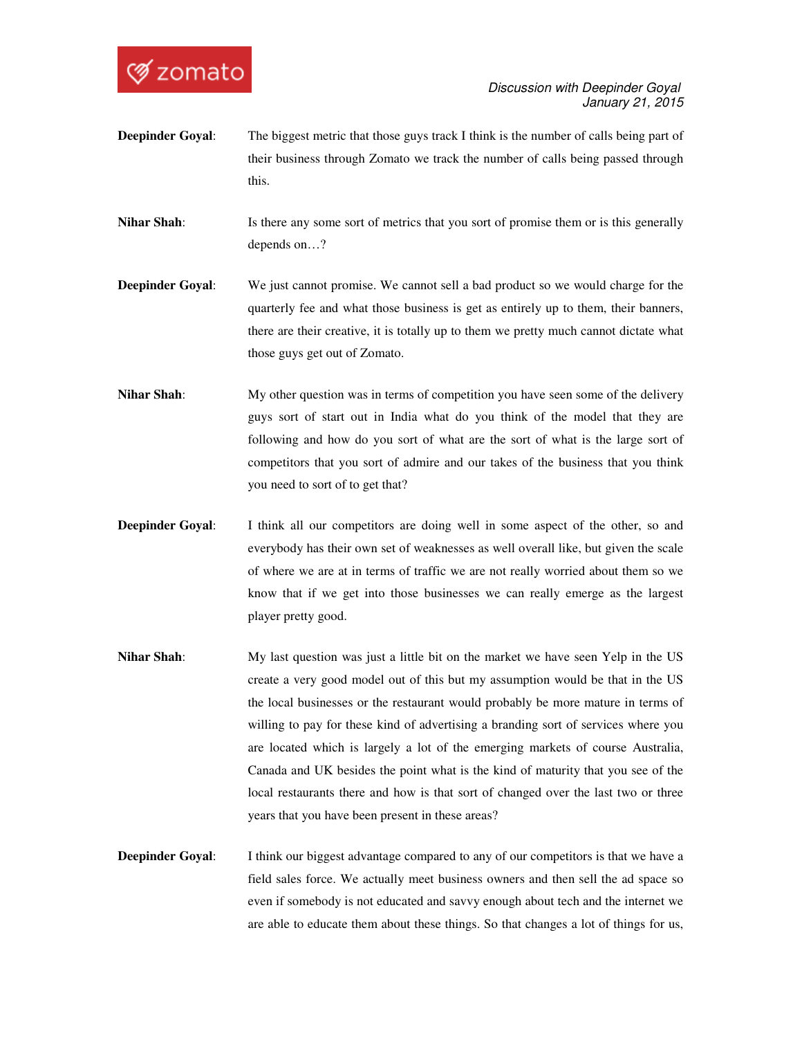**Deepinder Goyal**: The biggest metric that those guys track I think is the number of calls being part of their business through Zomato we track the number of calls being passed through this.

**Nihar Shah**: Is there any some sort of metrics that you sort of promise them or is this generally depends on…?

**Deepinder Goyal**: We just cannot promise. We cannot sell a bad product so we would charge for the quarterly fee and what those business is get as entirely up to them, their banners, there are their creative, it is totally up to them we pretty much cannot dictate what those guys get out of Zomato.

**Nihar Shah**: My other question was in terms of competition you have seen some of the delivery guys sort of start out in India what do you think of the model that they are following and how do you sort of what are the sort of what is the large sort of competitors that you sort of admire and our takes of the business that you think you need to sort of to get that?

**Deepinder Goyal**: I think all our competitors are doing well in some aspect of the other, so and everybody has their own set of weaknesses as well overall like, but given the scale of where we are at in terms of traffic we are not really worried about them so we know that if we get into those businesses we can really emerge as the largest player pretty good.

**Nihar Shah**: My last question was just a little bit on the market we have seen Yelp in the US create a very good model out of this but my assumption would be that in the US the local businesses or the restaurant would probably be more mature in terms of willing to pay for these kind of advertising a branding sort of services where you are located which is largely a lot of the emerging markets of course Australia, Canada and UK besides the point what is the kind of maturity that you see of the local restaurants there and how is that sort of changed over the last two or three years that you have been present in these areas?

**Deepinder Goyal**: I think our biggest advantage compared to any of our competitors is that we have a field sales force. We actually meet business owners and then sell the ad space so even if somebody is not educated and savvy enough about tech and the internet we are able to educate them about these things. So that changes a lot of things for us,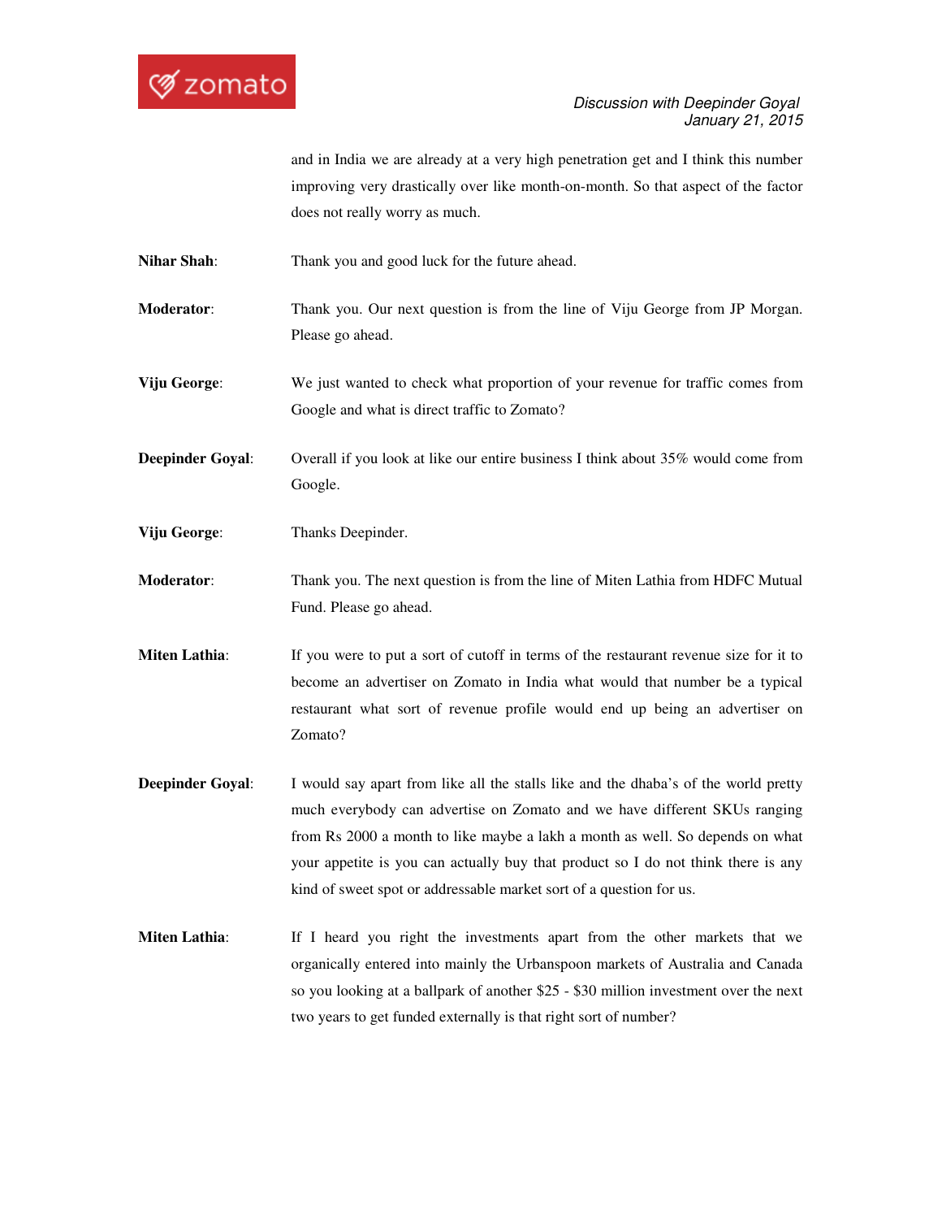and in India we are already at a very high penetration get and I think this number improving very drastically over like month-on-month. So that aspect of the factor does not really worry as much.

**Nihar Shah**: Thank you and good luck for the future ahead.

**Moderator**: Thank you. Our next question is from the line of Viju George from JP Morgan. Please go ahead.

**Viju George**: We just wanted to check what proportion of your revenue for traffic comes from Google and what is direct traffic to Zomato?

**Deepinder Goyal**: Overall if you look at like our entire business I think about 35% would come from Google.

**Viju George**: Thanks Deepinder.

**Moderator**: Thank you. The next question is from the line of Miten Lathia from HDFC Mutual Fund. Please go ahead.

**Miten Lathia**: If you were to put a sort of cutoff in terms of the restaurant revenue size for it to become an advertiser on Zomato in India what would that number be a typical restaurant what sort of revenue profile would end up being an advertiser on Zomato?

**Deepinder Goyal**: I would say apart from like all the stalls like and the dhaba's of the world pretty much everybody can advertise on Zomato and we have different SKUs ranging from Rs 2000 a month to like maybe a lakh a month as well. So depends on what your appetite is you can actually buy that product so I do not think there is any kind of sweet spot or addressable market sort of a question for us.

**Miten Lathia**: If I heard you right the investments apart from the other markets that we organically entered into mainly the Urbanspoon markets of Australia and Canada so you looking at a ballpark of another $25 - $30 million investment over the next two years to get funded externally is that right sort of number?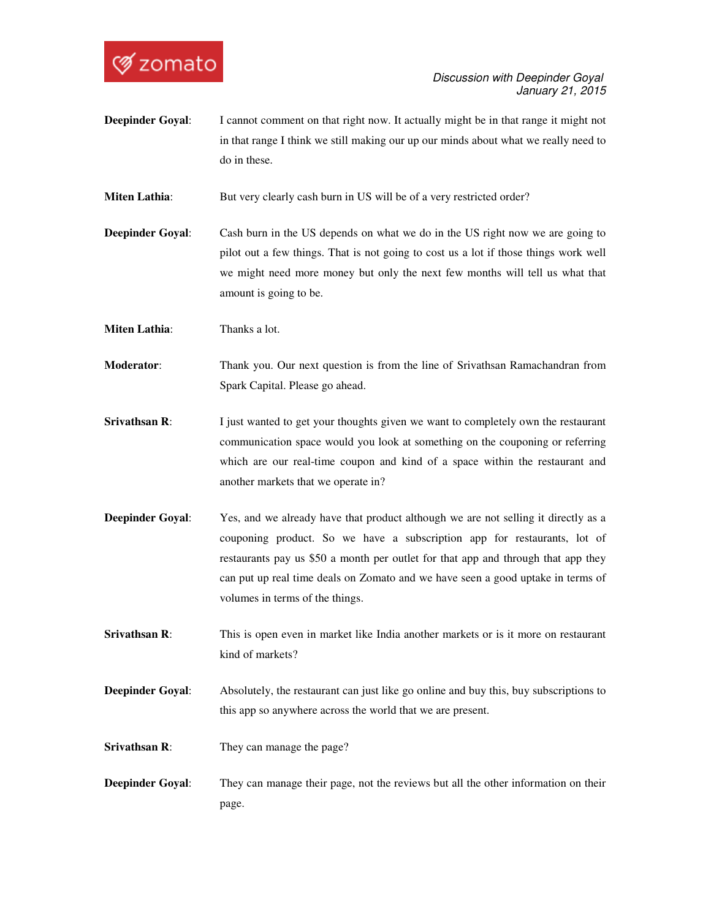**Deepinder Goyal**: I cannot comment on that right now. It actually might be in that range it might not in that range I think we still making our up our minds about what we really need to do in these.

**Miten Lathia**: But very clearly cash burn in US will be of a very restricted order?

**Deepinder Goyal**: Cash burn in the US depends on what we do in the US right now we are going to pilot out a few things. That is not going to cost us a lot if those things work well we might need more money but only the next few months will tell us what that amount is going to be.

**Miten Lathia**: Thanks a lot.

**Moderator**: Thank you. Our next question is from the line of Srivathsan Ramachandran from Spark Capital. Please go ahead.

**Srivathsan R**: I just wanted to get your thoughts given we want to completely own the restaurant communication space would you look at something on the couponing or referring which are our real-time coupon and kind of a space within the restaurant and another markets that we operate in?

**Deepinder Goyal**: Yes, and we already have that product although we are not selling it directly as a couponing product. So we have a subscription app for restaurants, lot of restaurants pay us $50 a month per outlet for that app and through that app they can put up real time deals on Zomato and we have seen a good uptake in terms of volumes in terms of the things.

**Srivathsan R**: This is open even in market like India another markets or is it more on restaurant kind of markets?

**Deepinder Goyal**: Absolutely, the restaurant can just like go online and buy this, buy subscriptions to this app so anywhere across the world that we are present.

**Srivathsan R**: They can manage the page?

**Deepinder Goyal**: They can manage their page, not the reviews but all the other information on their page.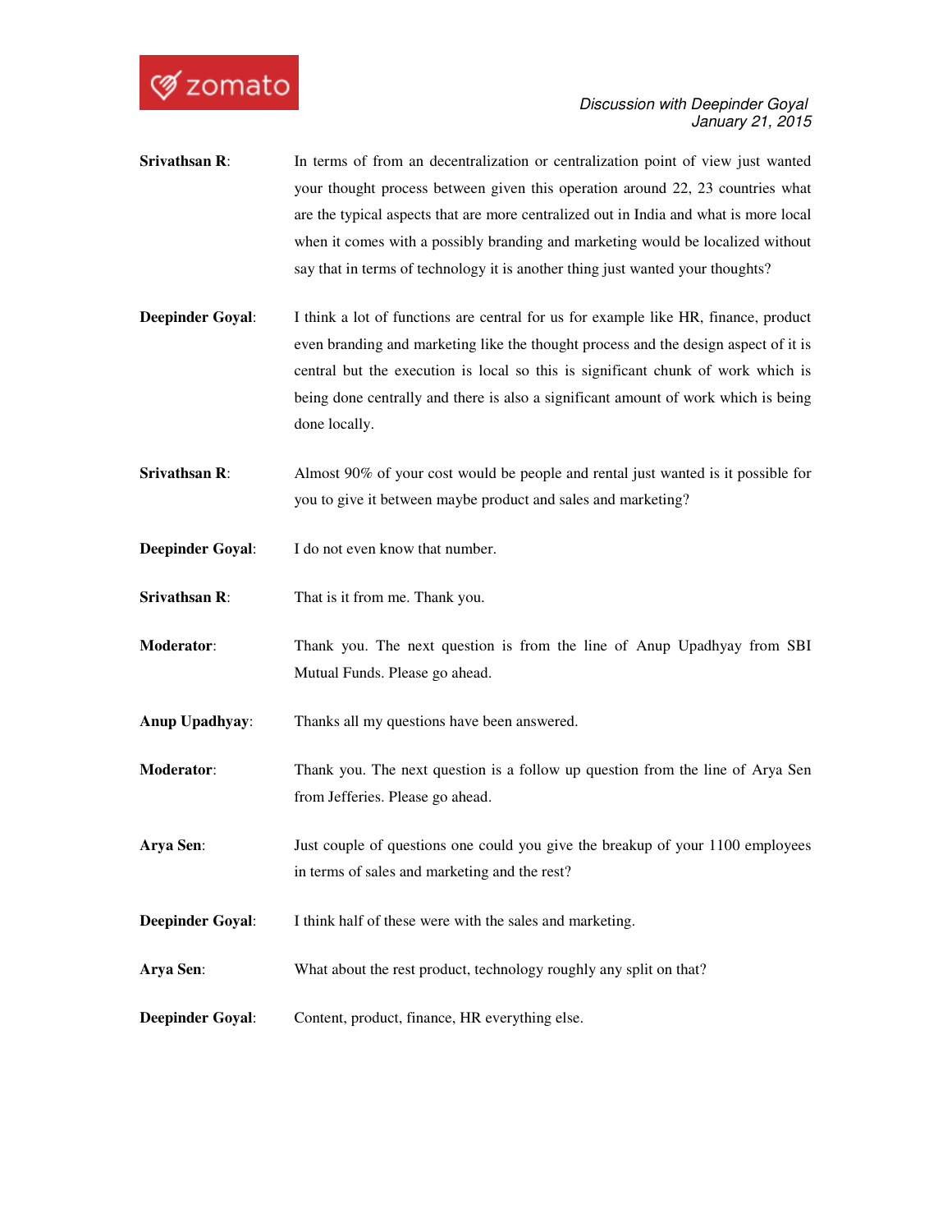**Srivathsan R**: In terms of from an decentralization or centralization point of view just wanted your thought process between given this operation around 22, 23 countries what are the typical aspects that are more centralized out in India and what is more local when it comes with a possibly branding and marketing would be localized without say that in terms of technology it is another thing just wanted your thoughts?

**Deepinder Goyal**: I think a lot of functions are central for us for example like HR, finance, product even branding and marketing like the thought process and the design aspect of it is central but the execution is local so this is significant chunk of work which is being done centrally and there is also a significant amount of work which is being done locally.

**Srivathsan R**: Almost 90% of your cost would be people and rental just wanted is it possible for you to give it between maybe product and sales and marketing?

**Deepinder Goyal**: I do not even know that number.

**Srivathsan R**: That is it from me. Thank you.

**Moderator**: Thank you. The next question is from the line of Anup Upadhyay from SBI Mutual Funds. Please go ahead.

**Anup Upadhyay**: Thanks all my questions have been answered.

**Moderator**: Thank you. The next question is a follow up question from the line of Arya Sen from Jefferies. Please go ahead.

**Arya Sen**: Just couple of questions one could you give the breakup of your 1100 employees in terms of sales and marketing and the rest?

**Deepinder Goyal**: I think half of these were with the sales and marketing.

**Arya Sen**: What about the rest product, technology roughly any split on that?

**Deepinder Goyal**: Content, product, finance, HR everything else.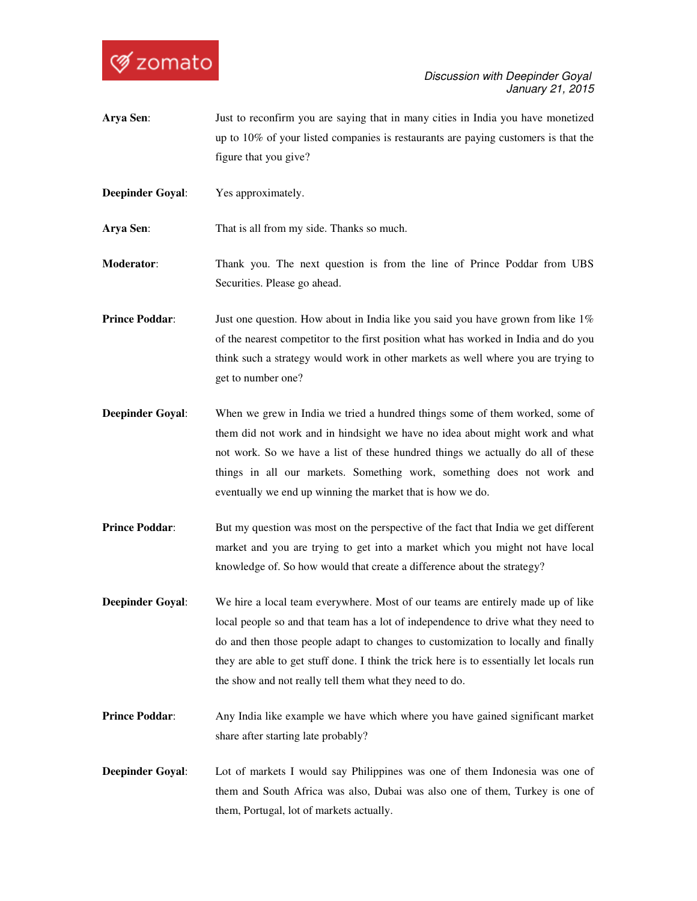**Arya Sen**: Just to reconfirm you are saying that in many cities in India you have monetized up to 10% of your listed companies is restaurants are paying customers is that the figure that you give?

**Deepinder Goyal**: Yes approximately.

**Arya Sen**: That is all from my side. Thanks so much.

**Moderator**: Thank you. The next question is from the line of Prince Poddar from UBS Securities. Please go ahead.

**Prince Poddar**: Just one question. How about in India like you said you have grown from like 1% of the nearest competitor to the first position what has worked in India and do you think such a strategy would work in other markets as well where you are trying to get to number one?

**Deepinder Goyal**: When we grew in India we tried a hundred things some of them worked, some of them did not work and in hindsight we have no idea about might work and what not work. So we have a list of these hundred things we actually do all of these things in all our markets. Something work, something does not work and eventually we end up winning the market that is how we do.

**Prince Poddar**: But my question was most on the perspective of the fact that India we get different market and you are trying to get into a market which you might not have local knowledge of. So how would that create a difference about the strategy?

**Deepinder Goyal**: We hire a local team everywhere. Most of our teams are entirely made up of like local people so and that team has a lot of independence to drive what they need to do and then those people adapt to changes to customization to locally and finally they are able to get stuff done. I think the trick here is to essentially let locals run the show and not really tell them what they need to do.

**Prince Poddar**: Any India like example we have which where you have gained significant market share after starting late probably?

**Deepinder Goyal**: Lot of markets I would say Philippines was one of them Indonesia was one of them and South Africa was also, Dubai was also one of them, Turkey is one of them, Portugal, lot of markets actually.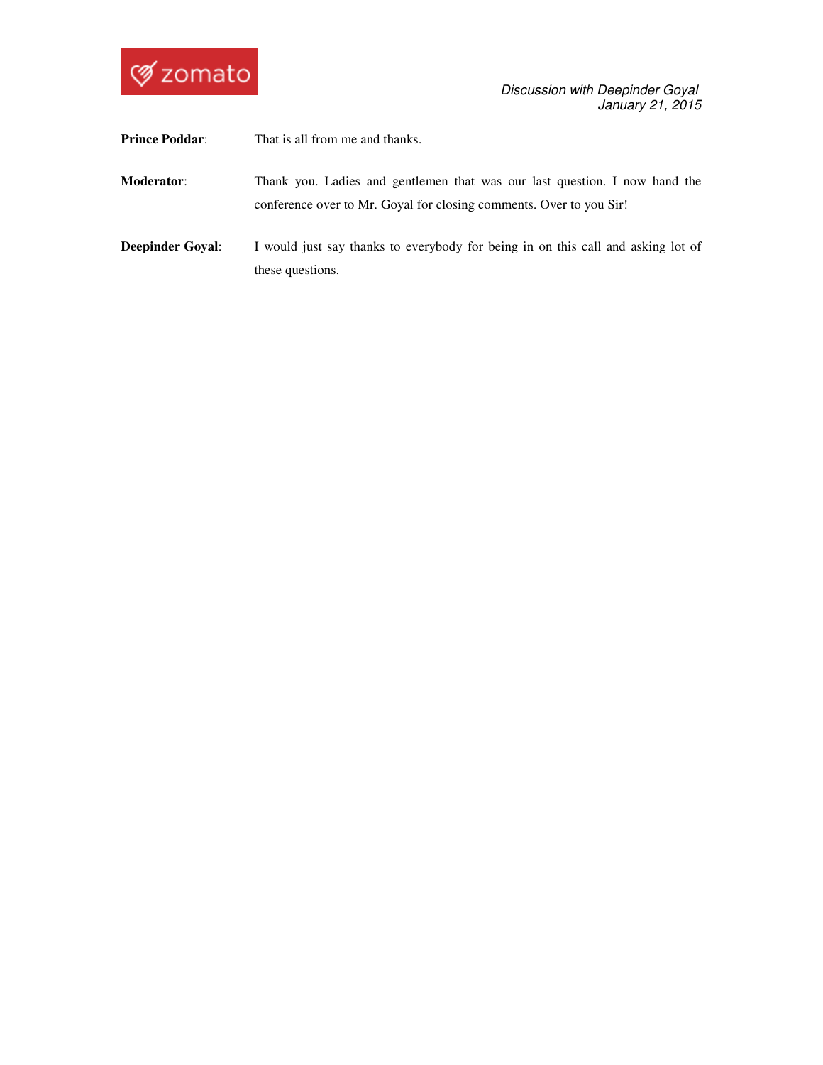**Prince Poddar**: That is all from me and thanks.

**Moderator**: Thank you. Ladies and gentlemen that was our last question. I now hand the conference over to Mr. Goyal for closing comments. Over to you Sir!

**Deepinder Goyal**: I would just say thanks to everybody for being in on this call and asking lot of these questions.